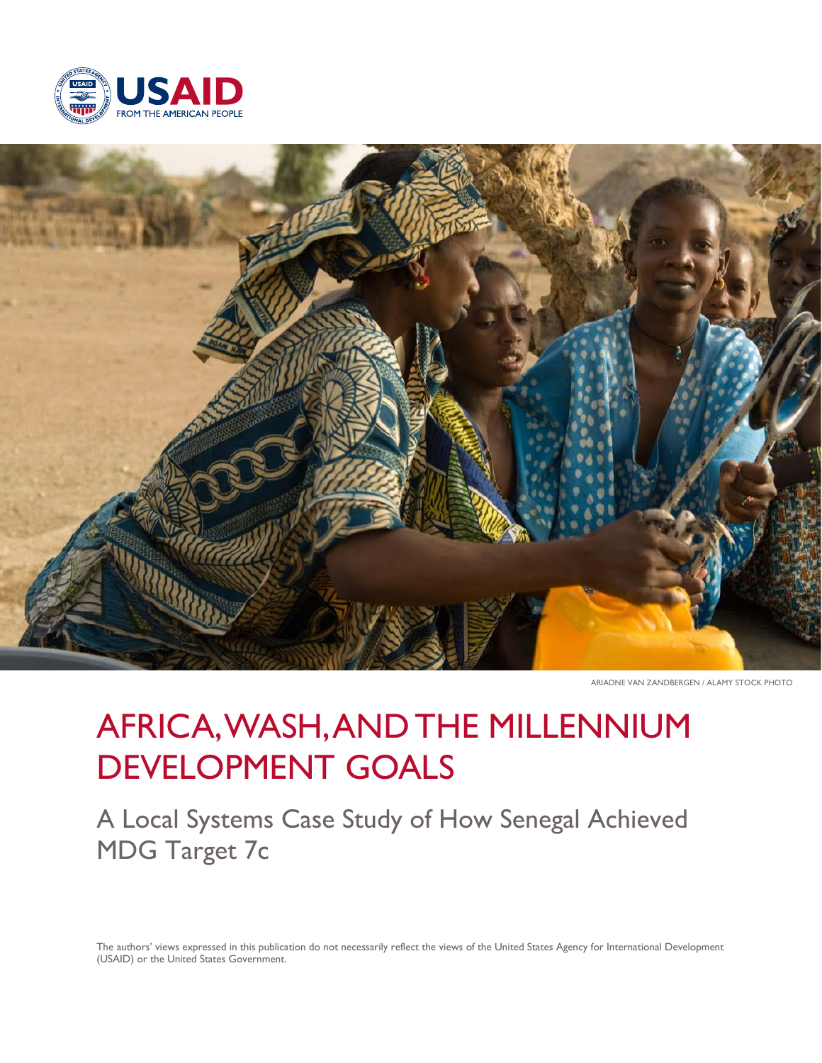USAID FROM THE AMERICAN PEOPLE

ARIADNE VAN ZANDBERGEN / ALAMY STOCK PHOTO

# AFRICA, WASH, AND THE MILLENNIUM DEVELOPMENT GOALS

## A Local Systems Case Study of How Senegal Achieved MDG Target 7c

The authors' views expressed in this publication do not necessarily reflect the views of the United States Agency for International Development (USAID) or the United States Government.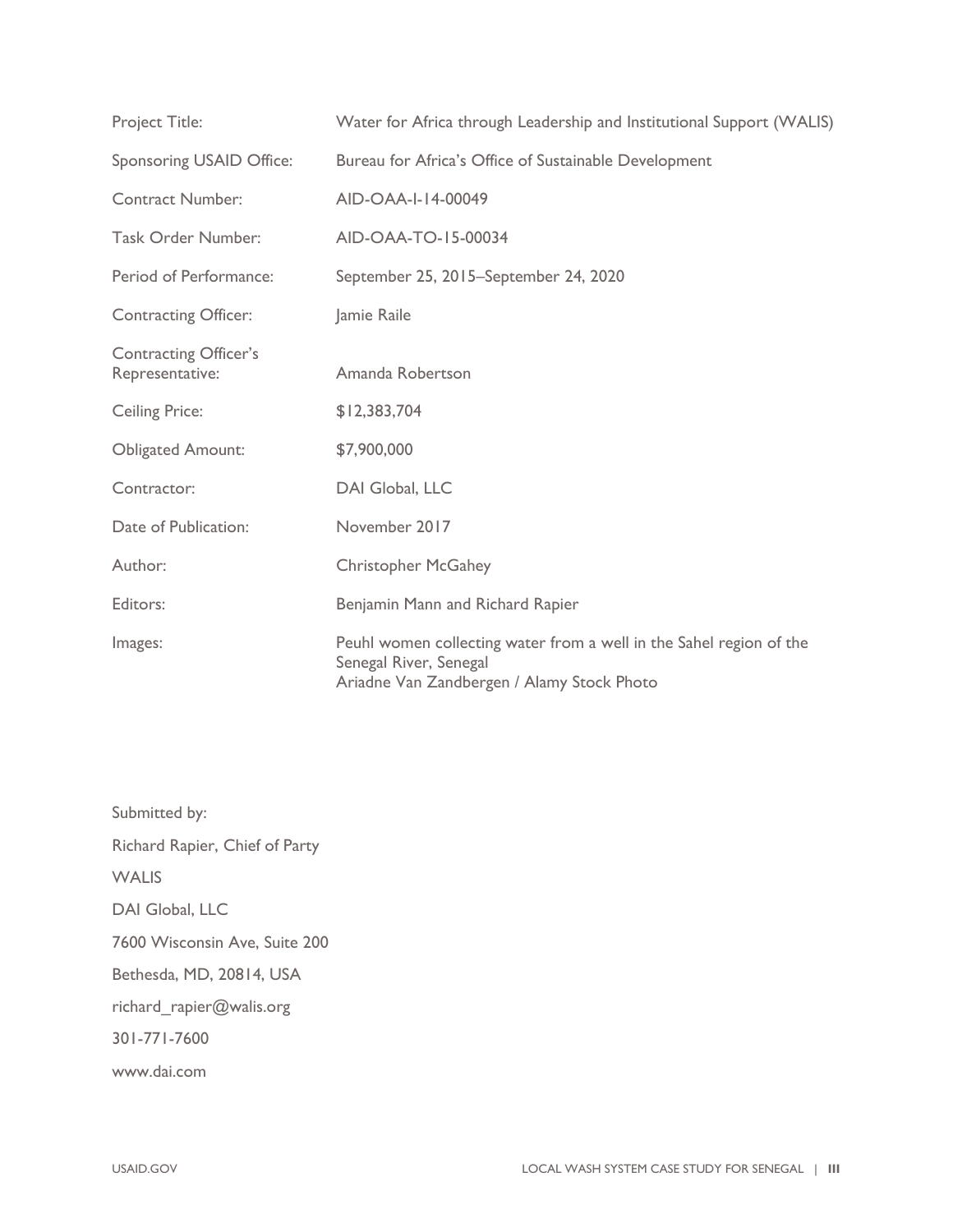| | |
|---|---|
| Project Title: | Water for Africa through Leadership and Institutional Support (WALIS) |
| Sponsoring USAID Office: | Bureau for Africa's Office of Sustainable Development |
| Contract Number: | AID-OAA-I-14-00049 |
| Task Order Number: | AID-OAA-TO-15-00034 |
| Period of Performance: | September 25, 2015–September 24, 2020 |
| Contracting Officer: | Jamie Raile |
| Contracting Officer's Representative: | Amanda Robertson |
| Ceiling Price: | $12,383,704 |
| Obligated Amount: | $7,900,000 |
| Contractor: | DAI Global, LLC |
| Date of Publication: | November 2017 |
| Author: | Christopher McGahey |
| Editors: | Benjamin Mann and Richard Rapier |
| Images: | Peuhl women collecting water from a well in the Sahel region of the Senegal River, Senegal<br>Ariadne Van Zandbergen / Alamy Stock Photo |

Submitted by:

Richard Rapier, Chief of Party

WALIS

DAI Global, LLC

7600 Wisconsin Ave, Suite 200

Bethesda, MD, 20814, USA

richard_rapier@walis.org

301-771-7600

www.dai.com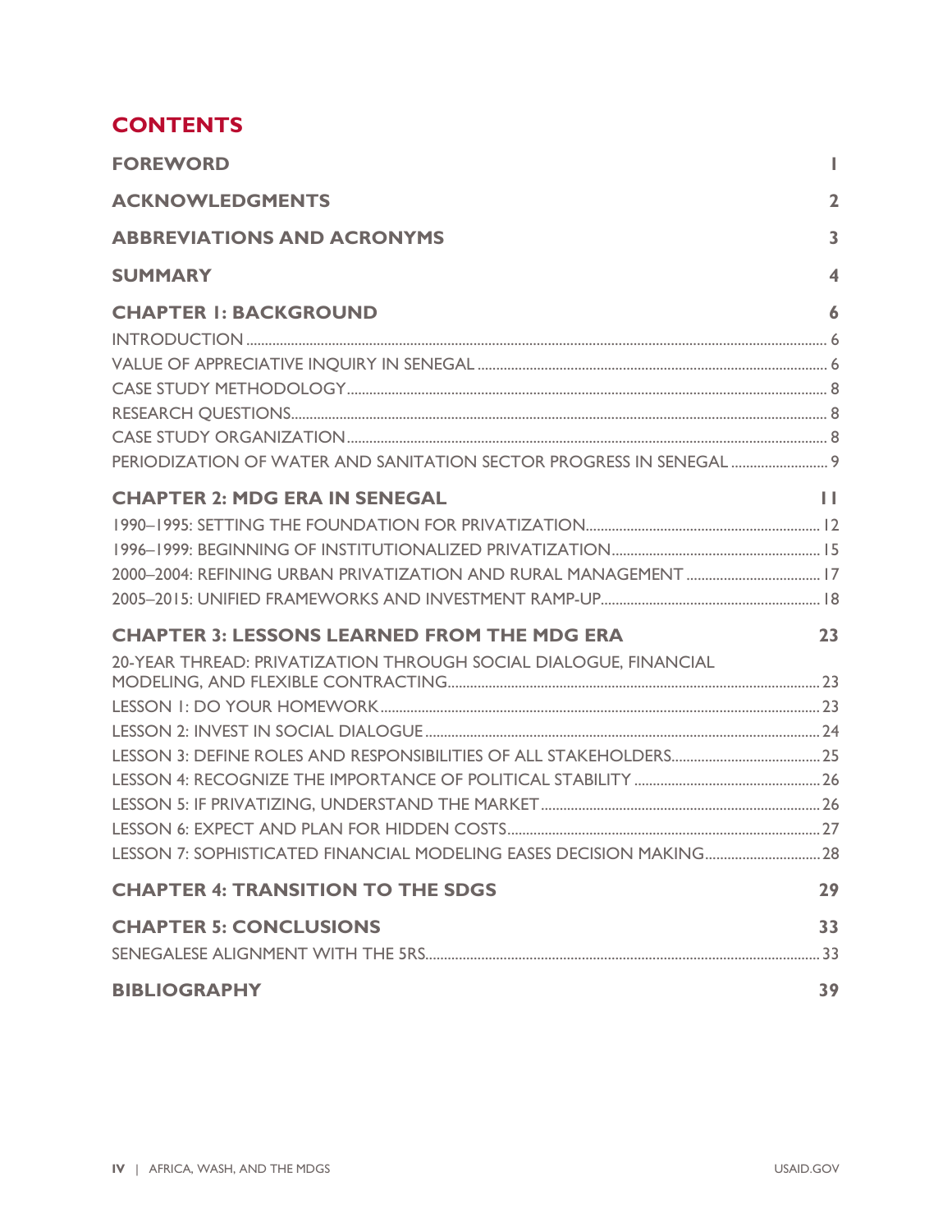# CONTENTS

**FOREWORD** 1

**ACKNOWLEDGMENTS** 2

**ABBREVIATIONS AND ACRONYMS** 3

**SUMMARY** 4

**CHAPTER 1: BACKGROUND** 6

INTRODUCTION 6

VALUE OF APPRECIATIVE INQUIRY IN SENEGAL 6

CASE STUDY METHODOLOGY 8

RESEARCH QUESTIONS 8

CASE STUDY ORGANIZATION 8

PERIODIZATION OF WATER AND SANITATION SECTOR PROGRESS IN SENEGAL 9

**CHAPTER 2: MDG ERA IN SENEGAL** 11

1990–1995: SETTING THE FOUNDATION FOR PRIVATIZATION 12

1996–1999: BEGINNING OF INSTITUTIONALIZED PRIVATIZATION 15

2000–2004: REFINING URBAN PRIVATIZATION AND RURAL MANAGEMENT 17

2005–2015: UNIFIED FRAMEWORKS AND INVESTMENT RAMP-UP 18

**CHAPTER 3: LESSONS LEARNED FROM THE MDG ERA** 23

20-YEAR THREAD: PRIVATIZATION THROUGH SOCIAL DIALOGUE, FINANCIAL MODELING, AND FLEXIBLE CONTRACTING 23

LESSON 1: DO YOUR HOMEWORK 23

LESSON 2: INVEST IN SOCIAL DIALOGUE 24

LESSON 3: DEFINE ROLES AND RESPONSIBILITIES OF ALL STAKEHOLDERS 25

LESSON 4: RECOGNIZE THE IMPORTANCE OF POLITICAL STABILITY 26

LESSON 5: IF PRIVATIZING, UNDERSTAND THE MARKET 26

LESSON 6: EXPECT AND PLAN FOR HIDDEN COSTS 27

LESSON 7: SOPHISTICATED FINANCIAL MODELING EASES DECISION MAKING 28

**CHAPTER 4: TRANSITION TO THE SDGS** 29

**CHAPTER 5: CONCLUSIONS** 33

SENEGALESE ALIGNMENT WITH THE 5RS 33

**BIBLIOGRAPHY** 39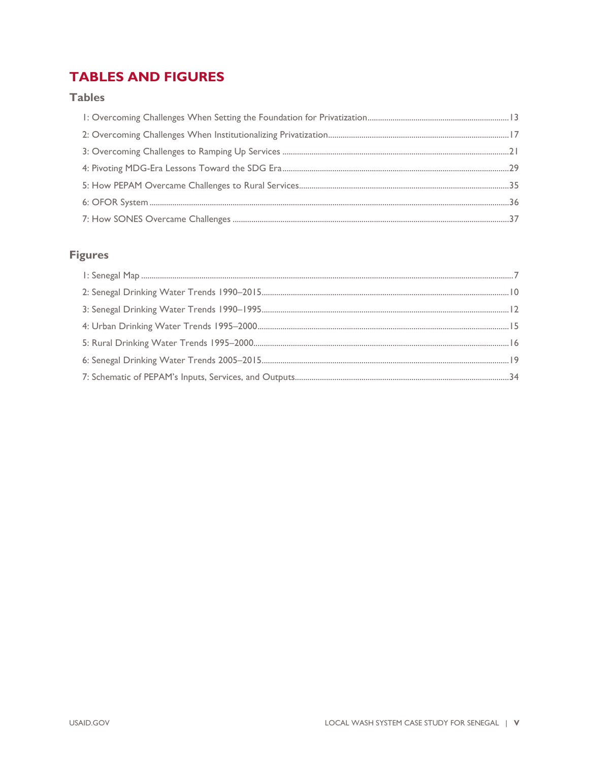# TABLES AND FIGURES

## Tables

1: Overcoming Challenges When Setting the Foundation for Privatization....13

2: Overcoming Challenges When Institutionalizing Privatization....17

3: Overcoming Challenges to Ramping Up Services....21

4: Pivoting MDG-Era Lessons Toward the SDG Era....29

5: How PEPAM Overcame Challenges to Rural Services....35

6: OFOR System....36

7: How SONES Overcame Challenges....37

## Figures

1: Senegal Map....7

2: Senegal Drinking Water Trends 1990–2015....10

3: Senegal Drinking Water Trends 1990–1995....12

4: Urban Drinking Water Trends 1995–2000....15

5: Rural Drinking Water Trends 1995–2000....16

6: Senegal Drinking Water Trends 2005–2015....19

7: Schematic of PEPAM's Inputs, Services, and Outputs....34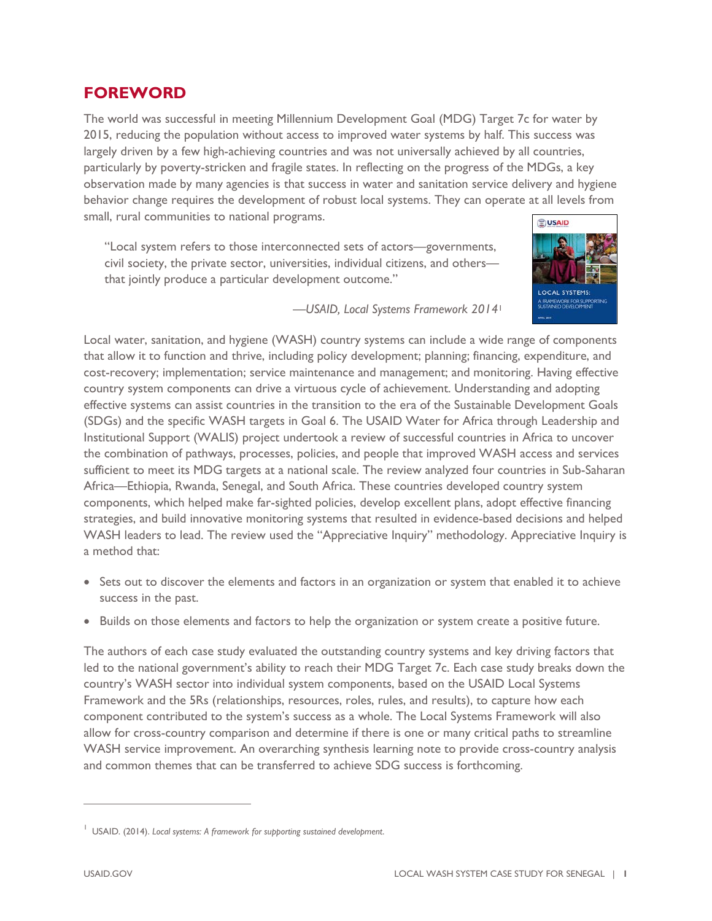## FOREWORD

The world was successful in meeting Millennium Development Goal (MDG) Target 7c for water by 2015, reducing the population without access to improved water systems by half. This success was largely driven by a few high-achieving countries and was not universally achieved by all countries, particularly by poverty-stricken and fragile states. In reflecting on the progress of the MDGs, a key observation made by many agencies is that success in water and sanitation service delivery and hygiene behavior change requires the development of robust local systems. They can operate at all levels from small, rural communities to national programs.

> "Local system refers to those interconnected sets of actors—governments, civil society, the private sector, universities, individual citizens, and others—that jointly produce a particular development outcome."
>
> —*USAID, Local Systems Framework 2014*[1]

Local water, sanitation, and hygiene (WASH) country systems can include a wide range of components that allow it to function and thrive, including policy development; planning; financing, expenditure, and cost-recovery; implementation; service maintenance and management; and monitoring. Having effective country system components can drive a virtuous cycle of achievement. Understanding and adopting effective systems can assist countries in the transition to the era of the Sustainable Development Goals (SDGs) and the specific WASH targets in Goal 6. The USAID Water for Africa through Leadership and Institutional Support (WALIS) project undertook a review of successful countries in Africa to uncover the combination of pathways, processes, policies, and people that improved WASH access and services sufficient to meet its MDG targets at a national scale. The review analyzed four countries in Sub-Saharan Africa—Ethiopia, Rwanda, Senegal, and South Africa. These countries developed country system components, which helped make far-sighted policies, develop excellent plans, adopt effective financing strategies, and build innovative monitoring systems that resulted in evidence-based decisions and helped WASH leaders to lead. The review used the "Appreciative Inquiry" methodology. Appreciative Inquiry is a method that:

- Sets out to discover the elements and factors in an organization or system that enabled it to achieve success in the past.
- Builds on those elements and factors to help the organization or system create a positive future.

The authors of each case study evaluated the outstanding country systems and key driving factors that led to the national government's ability to reach their MDG Target 7c. Each case study breaks down the country's WASH sector into individual system components, based on the USAID Local Systems Framework and the 5Rs (relationships, resources, roles, rules, and results), to capture how each component contributed to the system's success as a whole. The Local Systems Framework will also allow for cross-country comparison and determine if there is one or many critical paths to streamline WASH service improvement. An overarching synthesis learning note to provide cross-country analysis and common themes that can be transferred to achieve SDG success is forthcoming.

---

[1] USAID. (2014). *Local systems: A framework for supporting sustained development.*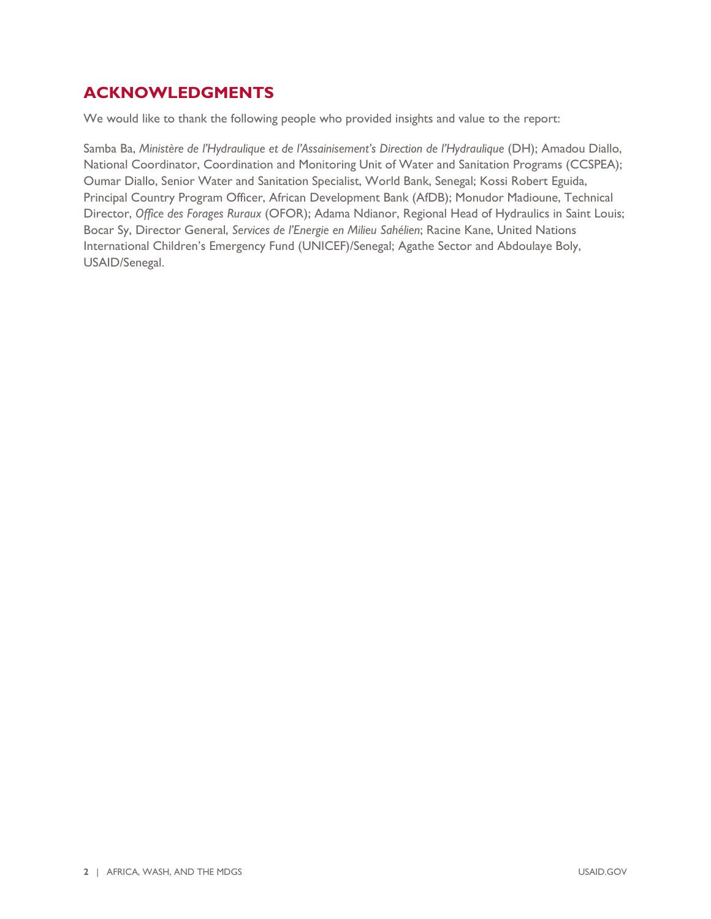## ACKNOWLEDGMENTS

We would like to thank the following people who provided insights and value to the report:

Samba Ba, *Ministère de l'Hydraulique et de l'Assainisement's Direction de l'Hydraulique* (DH); Amadou Diallo, National Coordinator, Coordination and Monitoring Unit of Water and Sanitation Programs (CCSPEA); Oumar Diallo, Senior Water and Sanitation Specialist, World Bank, Senegal; Kossi Robert Eguida, Principal Country Program Officer, African Development Bank (AfDB); Monudor Madioune, Technical Director, *Office des Forages Ruraux* (OFOR); Adama Ndianor, Regional Head of Hydraulics in Saint Louis; Bocar Sy, Director General, *Services de l'Energie en Milieu Sahélien*; Racine Kane, United Nations International Children's Emergency Fund (UNICEF)/Senegal; Agathe Sector and Abdoulaye Boly, USAID/Senegal.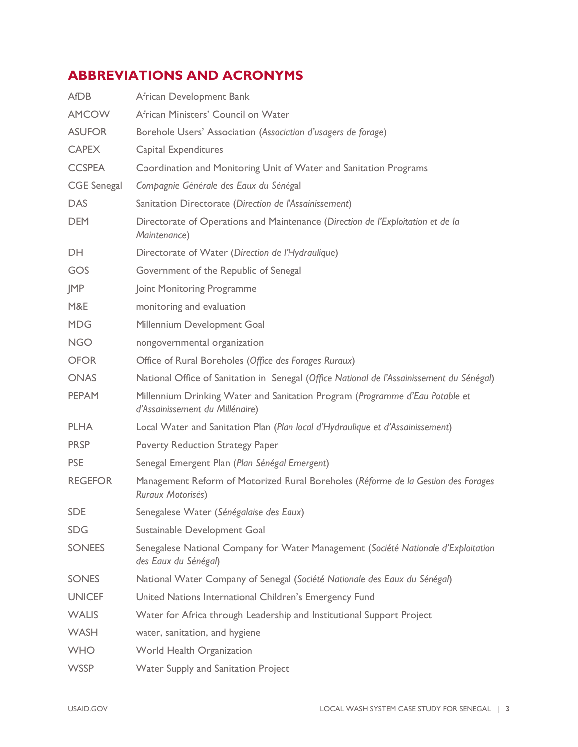## ABBREVIATIONS AND ACRONYMS

| | |
|---|---|
| AfDB | African Development Bank |
| AMCOW | African Ministers' Council on Water |
| ASUFOR | Borehole Users' Association (*Association d'usagers de forage*) |
| CAPEX | Capital Expenditures |
| CCSPEA | Coordination and Monitoring Unit of Water and Sanitation Programs |
| CGE Senegal | *Compagnie Générale des Eaux du Sénégal* |
| DAS | Sanitation Directorate (*Direction de l'Assainissement*) |
| DEM | Directorate of Operations and Maintenance (*Direction de l'Exploitation et de la Maintenance*) |
| DH | Directorate of Water (*Direction de l'Hydraulique*) |
| GOS | Government of the Republic of Senegal |
| JMP | Joint Monitoring Programme |
| M&E | monitoring and evaluation |
| MDG | Millennium Development Goal |
| NGO | nongovernmental organization |
| OFOR | Office of Rural Boreholes (*Office des Forages Ruraux*) |
| ONAS | National Office of Sanitation in Senegal (*Office National de l'Assainissement du Sénégal*) |
| PEPAM | Millennium Drinking Water and Sanitation Program (*Programme d'Eau Potable et d'Assainissement du Millénaire*) |
| PLHA | Local Water and Sanitation Plan (*Plan local d'Hydraulique et d'Assainissement*) |
| PRSP | Poverty Reduction Strategy Paper |
| PSE | Senegal Emergent Plan (*Plan Sénégal Emergent*) |
| REGEFOR | Management Reform of Motorized Rural Boreholes (*Réforme de la Gestion des Forages Ruraux Motorisés*) |
| SDE | Senegalese Water (*Sénégalaise des Eaux*) |
| SDG | Sustainable Development Goal |
| SONEES | Senegalese National Company for Water Management (*Société Nationale d'Exploitation des Eaux du Sénégal*) |
| SONES | National Water Company of Senegal (*Société Nationale des Eaux du Sénégal*) |
| UNICEF | United Nations International Children's Emergency Fund |
| WALIS | Water for Africa through Leadership and Institutional Support Project |
| WASH | water, sanitation, and hygiene |
| WHO | World Health Organization |
| WSSP | Water Supply and Sanitation Project |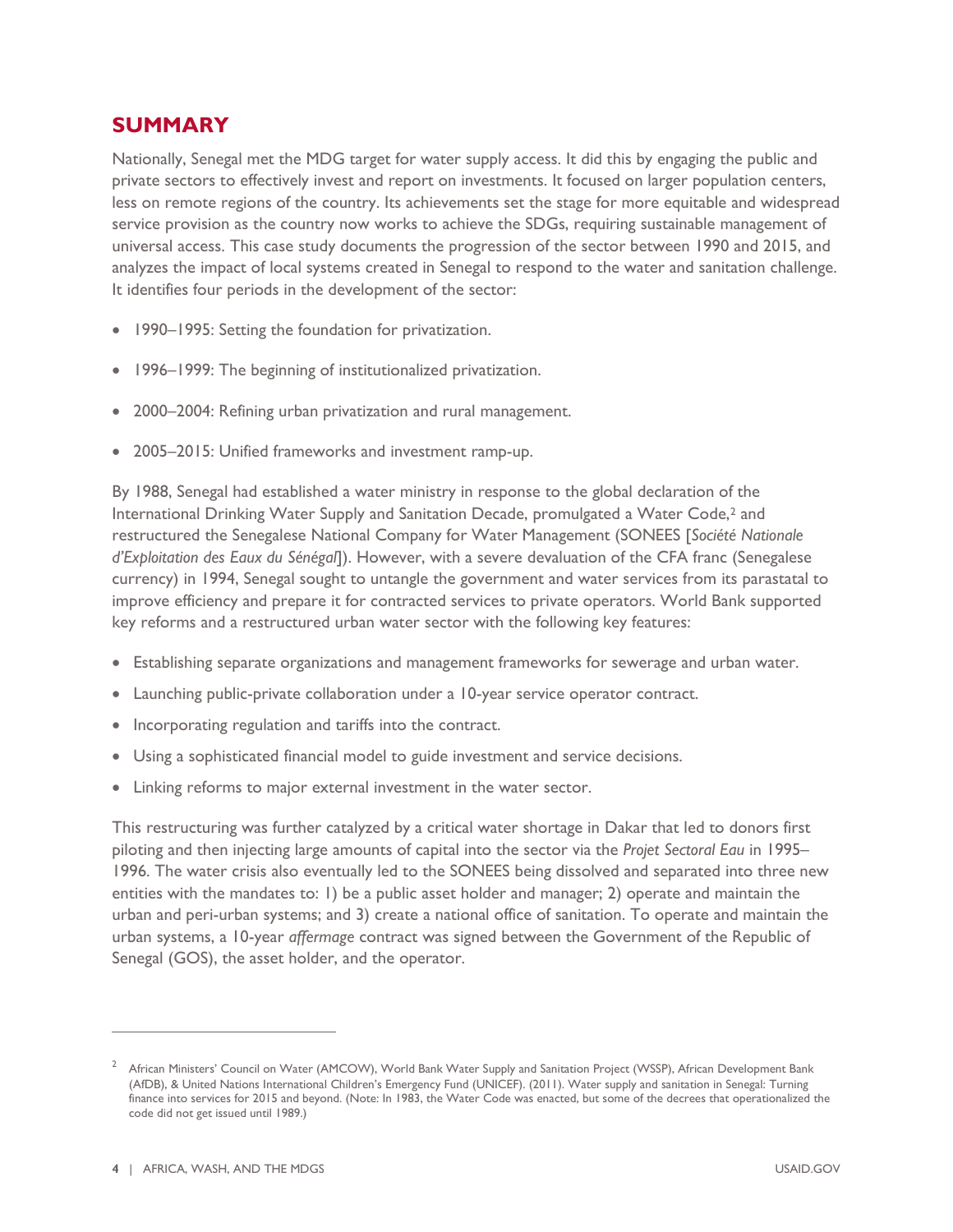## SUMMARY

Nationally, Senegal met the MDG target for water supply access. It did this by engaging the public and private sectors to effectively invest and report on investments. It focused on larger population centers, less on remote regions of the country. Its achievements set the stage for more equitable and widespread service provision as the country now works to achieve the SDGs, requiring sustainable management of universal access. This case study documents the progression of the sector between 1990 and 2015, and analyzes the impact of local systems created in Senegal to respond to the water and sanitation challenge. It identifies four periods in the development of the sector:

- 1990–1995: Setting the foundation for privatization.
- 1996–1999: The beginning of institutionalized privatization.
- 2000–2004: Refining urban privatization and rural management.
- 2005–2015: Unified frameworks and investment ramp-up.

By 1988, Senegal had established a water ministry in response to the global declaration of the International Drinking Water Supply and Sanitation Decade, promulgated a Water Code,[2] and restructured the Senegalese National Company for Water Management (SONEES [*Société Nationale d'Exploitation des Eaux du Sénégal*]). However, with a severe devaluation of the CFA franc (Senegalese currency) in 1994, Senegal sought to untangle the government and water services from its parastatal to improve efficiency and prepare it for contracted services to private operators. World Bank supported key reforms and a restructured urban water sector with the following key features:

- Establishing separate organizations and management frameworks for sewerage and urban water.
- Launching public-private collaboration under a 10-year service operator contract.
- Incorporating regulation and tariffs into the contract.
- Using a sophisticated financial model to guide investment and service decisions.
- Linking reforms to major external investment in the water sector.

This restructuring was further catalyzed by a critical water shortage in Dakar that led to donors first piloting and then injecting large amounts of capital into the sector via the *Projet Sectoral Eau* in 1995–1996. The water crisis also eventually led to the SONEES being dissolved and separated into three new entities with the mandates to: 1) be a public asset holder and manager; 2) operate and maintain the urban and peri-urban systems; and 3) create a national office of sanitation. To operate and maintain the urban systems, a 10-year *affermage* contract was signed between the Government of the Republic of Senegal (GOS), the asset holder, and the operator.

---

[2] African Ministers' Council on Water (AMCOW), World Bank Water Supply and Sanitation Project (WSSP), African Development Bank (AfDB), & United Nations International Children's Emergency Fund (UNICEF). (2011). Water supply and sanitation in Senegal: Turning finance into services for 2015 and beyond. (Note: In 1983, the Water Code was enacted, but some of the decrees that operationalized the code did not get issued until 1989.)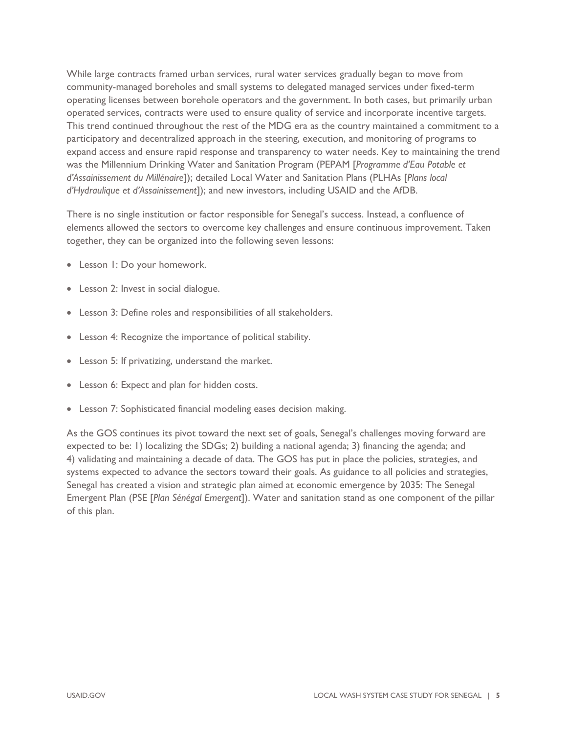While large contracts framed urban services, rural water services gradually began to move from community-managed boreholes and small systems to delegated managed services under fixed-term operating licenses between borehole operators and the government. In both cases, but primarily urban operated services, contracts were used to ensure quality of service and incorporate incentive targets. This trend continued throughout the rest of the MDG era as the country maintained a commitment to a participatory and decentralized approach in the steering, execution, and monitoring of programs to expand access and ensure rapid response and transparency to water needs. Key to maintaining the trend was the Millennium Drinking Water and Sanitation Program (PEPAM [*Programme d'Eau Potable et d'Assainissement du Millénaire*]); detailed Local Water and Sanitation Plans (PLHAs [*Plans local d'Hydraulique et d'Assainissement*]); and new investors, including USAID and the AfDB.

There is no single institution or factor responsible for Senegal's success. Instead, a confluence of elements allowed the sectors to overcome key challenges and ensure continuous improvement. Taken together, they can be organized into the following seven lessons:

- Lesson 1: Do your homework.
- Lesson 2: Invest in social dialogue.
- Lesson 3: Define roles and responsibilities of all stakeholders.
- Lesson 4: Recognize the importance of political stability.
- Lesson 5: If privatizing, understand the market.
- Lesson 6: Expect and plan for hidden costs.
- Lesson 7: Sophisticated financial modeling eases decision making.

As the GOS continues its pivot toward the next set of goals, Senegal's challenges moving forward are expected to be: 1) localizing the SDGs; 2) building a national agenda; 3) financing the agenda; and 4) validating and maintaining a decade of data. The GOS has put in place the policies, strategies, and systems expected to advance the sectors toward their goals. As guidance to all policies and strategies, Senegal has created a vision and strategic plan aimed at economic emergence by 2035: The Senegal Emergent Plan (PSE [*Plan Sénégal Emergent*]). Water and sanitation stand as one component of the pillar of this plan.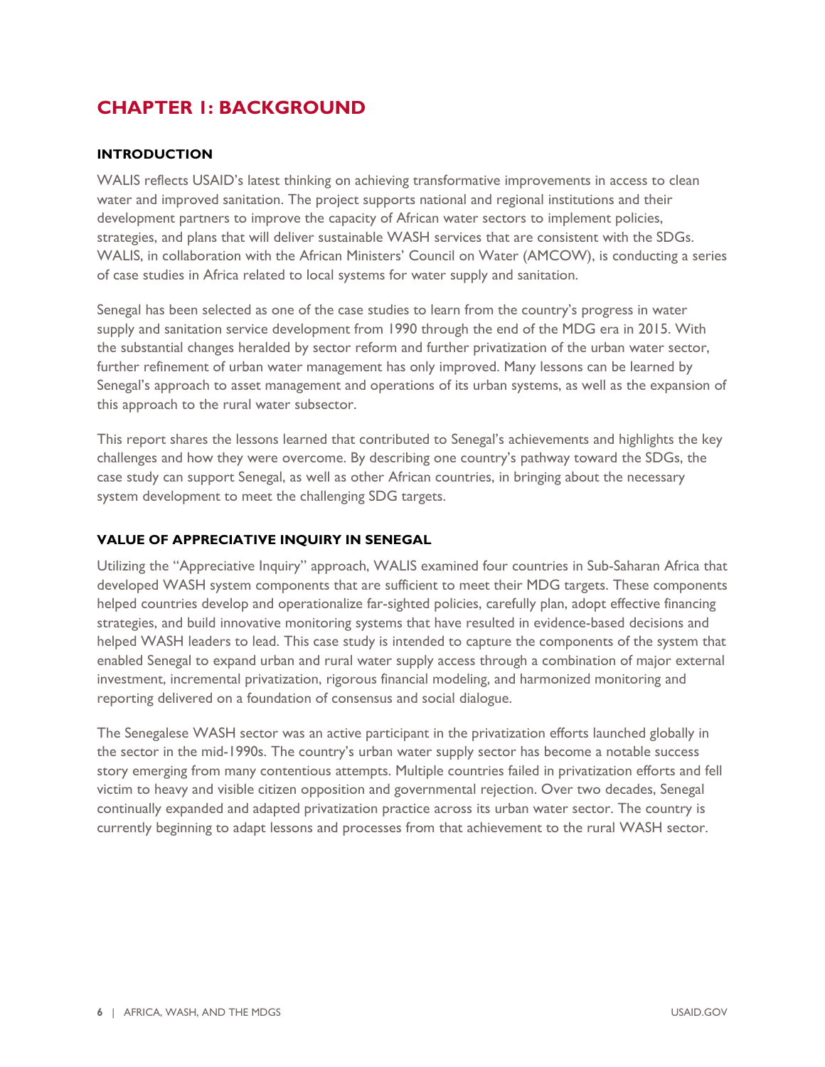# CHAPTER 1: BACKGROUND

## INTRODUCTION

WALIS reflects USAID's latest thinking on achieving transformative improvements in access to clean water and improved sanitation. The project supports national and regional institutions and their development partners to improve the capacity of African water sectors to implement policies, strategies, and plans that will deliver sustainable WASH services that are consistent with the SDGs. WALIS, in collaboration with the African Ministers' Council on Water (AMCOW), is conducting a series of case studies in Africa related to local systems for water supply and sanitation.

Senegal has been selected as one of the case studies to learn from the country's progress in water supply and sanitation service development from 1990 through the end of the MDG era in 2015. With the substantial changes heralded by sector reform and further privatization of the urban water sector, further refinement of urban water management has only improved. Many lessons can be learned by Senegal's approach to asset management and operations of its urban systems, as well as the expansion of this approach to the rural water subsector.

This report shares the lessons learned that contributed to Senegal's achievements and highlights the key challenges and how they were overcome. By describing one country's pathway toward the SDGs, the case study can support Senegal, as well as other African countries, in bringing about the necessary system development to meet the challenging SDG targets.

## VALUE OF APPRECIATIVE INQUIRY IN SENEGAL

Utilizing the "Appreciative Inquiry" approach, WALIS examined four countries in Sub-Saharan Africa that developed WASH system components that are sufficient to meet their MDG targets. These components helped countries develop and operationalize far-sighted policies, carefully plan, adopt effective financing strategies, and build innovative monitoring systems that have resulted in evidence-based decisions and helped WASH leaders to lead. This case study is intended to capture the components of the system that enabled Senegal to expand urban and rural water supply access through a combination of major external investment, incremental privatization, rigorous financial modeling, and harmonized monitoring and reporting delivered on a foundation of consensus and social dialogue.

The Senegalese WASH sector was an active participant in the privatization efforts launched globally in the sector in the mid-1990s. The country's urban water supply sector has become a notable success story emerging from many contentious attempts. Multiple countries failed in privatization efforts and fell victim to heavy and visible citizen opposition and governmental rejection. Over two decades, Senegal continually expanded and adapted privatization practice across its urban water sector. The country is currently beginning to adapt lessons and processes from that achievement to the rural WASH sector.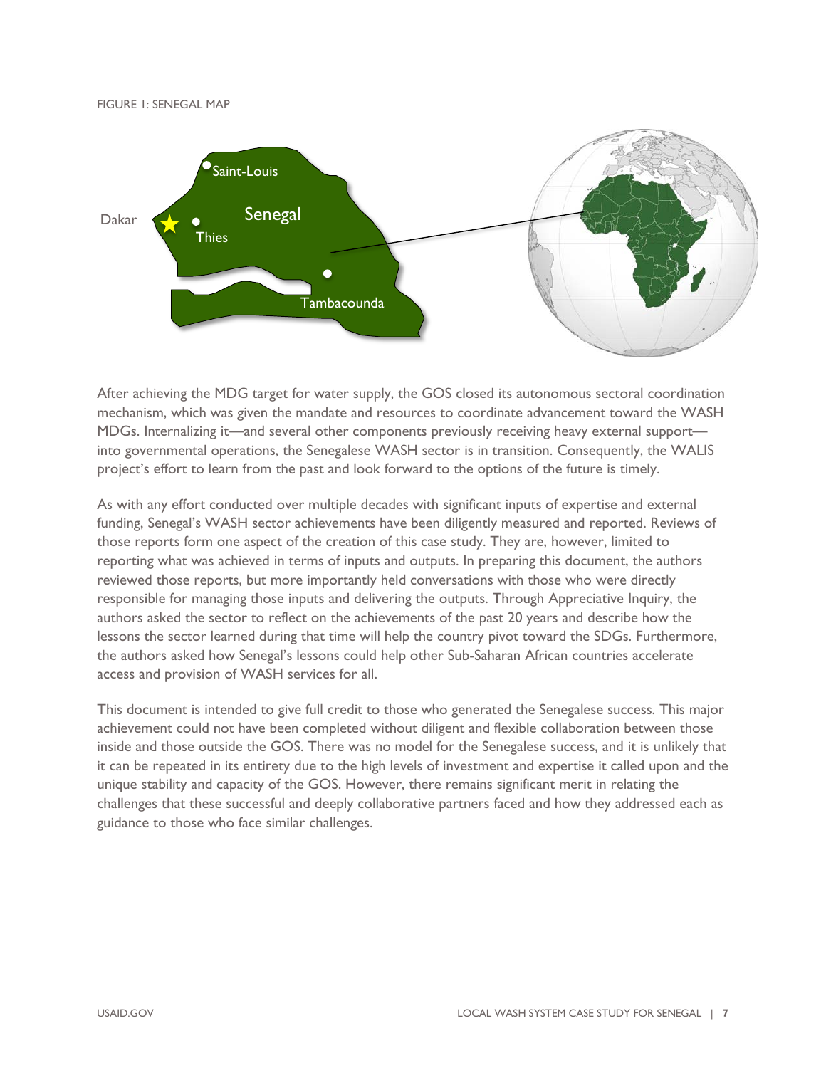FIGURE 1: SENEGAL MAP

After achieving the MDG target for water supply, the GOS closed its autonomous sectoral coordination mechanism, which was given the mandate and resources to coordinate advancement toward the WASH MDGs. Internalizing it—and several other components previously receiving heavy external support—into governmental operations, the Senegalese WASH sector is in transition. Consequently, the WALIS project's effort to learn from the past and look forward to the options of the future is timely.

As with any effort conducted over multiple decades with significant inputs of expertise and external funding, Senegal's WASH sector achievements have been diligently measured and reported. Reviews of those reports form one aspect of the creation of this case study. They are, however, limited to reporting what was achieved in terms of inputs and outputs. In preparing this document, the authors reviewed those reports, but more importantly held conversations with those who were directly responsible for managing those inputs and delivering the outputs. Through Appreciative Inquiry, the authors asked the sector to reflect on the achievements of the past 20 years and describe how the lessons the sector learned during that time will help the country pivot toward the SDGs. Furthermore, the authors asked how Senegal's lessons could help other Sub-Saharan African countries accelerate access and provision of WASH services for all.

This document is intended to give full credit to those who generated the Senegalese success. This major achievement could not have been completed without diligent and flexible collaboration between those inside and those outside the GOS. There was no model for the Senegalese success, and it is unlikely that it can be repeated in its entirety due to the high levels of investment and expertise it called upon and the unique stability and capacity of the GOS. However, there remains significant merit in relating the challenges that these successful and deeply collaborative partners faced and how they addressed each as guidance to those who face similar challenges.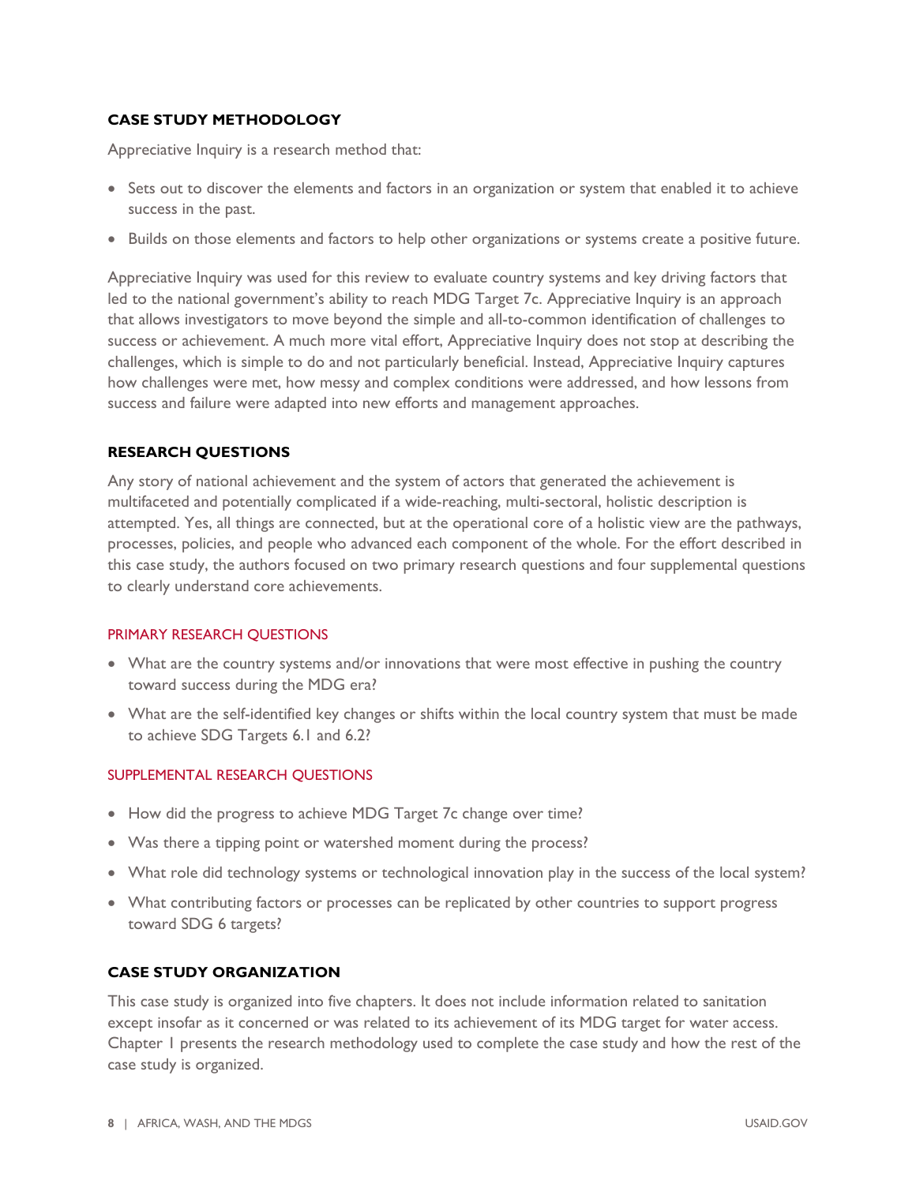## CASE STUDY METHODOLOGY

Appreciative Inquiry is a research method that:

- Sets out to discover the elements and factors in an organization or system that enabled it to achieve success in the past.
- Builds on those elements and factors to help other organizations or systems create a positive future.

Appreciative Inquiry was used for this review to evaluate country systems and key driving factors that led to the national government's ability to reach MDG Target 7c. Appreciative Inquiry is an approach that allows investigators to move beyond the simple and all-to-common identification of challenges to success or achievement. A much more vital effort, Appreciative Inquiry does not stop at describing the challenges, which is simple to do and not particularly beneficial. Instead, Appreciative Inquiry captures how challenges were met, how messy and complex conditions were addressed, and how lessons from success and failure were adapted into new efforts and management approaches.

## RESEARCH QUESTIONS

Any story of national achievement and the system of actors that generated the achievement is multifaceted and potentially complicated if a wide-reaching, multi-sectoral, holistic description is attempted. Yes, all things are connected, but at the operational core of a holistic view are the pathways, processes, policies, and people who advanced each component of the whole. For the effort described in this case study, the authors focused on two primary research questions and four supplemental questions to clearly understand core achievements.

### PRIMARY RESEARCH QUESTIONS

- What are the country systems and/or innovations that were most effective in pushing the country toward success during the MDG era?
- What are the self-identified key changes or shifts within the local country system that must be made to achieve SDG Targets 6.1 and 6.2?

### SUPPLEMENTAL RESEARCH QUESTIONS

- How did the progress to achieve MDG Target 7c change over time?
- Was there a tipping point or watershed moment during the process?
- What role did technology systems or technological innovation play in the success of the local system?
- What contributing factors or processes can be replicated by other countries to support progress toward SDG 6 targets?

## CASE STUDY ORGANIZATION

This case study is organized into five chapters. It does not include information related to sanitation except insofar as it concerned or was related to its achievement of its MDG target for water access. Chapter 1 presents the research methodology used to complete the case study and how the rest of the case study is organized.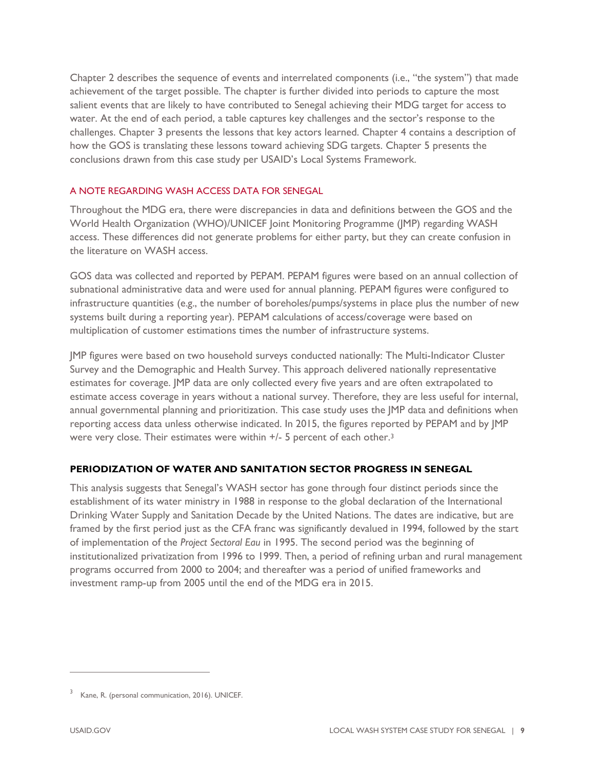Chapter 2 describes the sequence of events and interrelated components (i.e., "the system") that made achievement of the target possible. The chapter is further divided into periods to capture the most salient events that are likely to have contributed to Senegal achieving their MDG target for access to water. At the end of each period, a table captures key challenges and the sector's response to the challenges. Chapter 3 presents the lessons that key actors learned. Chapter 4 contains a description of how the GOS is translating these lessons toward achieving SDG targets. Chapter 5 presents the conclusions drawn from this case study per USAID's Local Systems Framework.

### A NOTE REGARDING WASH ACCESS DATA FOR SENEGAL

Throughout the MDG era, there were discrepancies in data and definitions between the GOS and the World Health Organization (WHO)/UNICEF Joint Monitoring Programme (JMP) regarding WASH access. These differences did not generate problems for either party, but they can create confusion in the literature on WASH access.

GOS data was collected and reported by PEPAM. PEPAM figures were based on an annual collection of subnational administrative data and were used for annual planning. PEPAM figures were configured to infrastructure quantities (e.g., the number of boreholes/pumps/systems in place plus the number of new systems built during a reporting year). PEPAM calculations of access/coverage were based on multiplication of customer estimations times the number of infrastructure systems.

JMP figures were based on two household surveys conducted nationally: The Multi-Indicator Cluster Survey and the Demographic and Health Survey. This approach delivered nationally representative estimates for coverage. JMP data are only collected every five years and are often extrapolated to estimate access coverage in years without a national survey. Therefore, they are less useful for internal, annual governmental planning and prioritization. This case study uses the JMP data and definitions when reporting access data unless otherwise indicated. In 2015, the figures reported by PEPAM and by JMP were very close. Their estimates were within +/- 5 percent of each other.[3]

## PERIODIZATION OF WATER AND SANITATION SECTOR PROGRESS IN SENEGAL

This analysis suggests that Senegal's WASH sector has gone through four distinct periods since the establishment of its water ministry in 1988 in response to the global declaration of the International Drinking Water Supply and Sanitation Decade by the United Nations. The dates are indicative, but are framed by the first period just as the CFA franc was significantly devalued in 1994, followed by the start of implementation of the *Project Sectoral Eau* in 1995. The second period was the beginning of institutionalized privatization from 1996 to 1999. Then, a period of refining urban and rural management programs occurred from 2000 to 2004; and thereafter was a period of unified frameworks and investment ramp-up from 2005 until the end of the MDG era in 2015.

---

[3] Kane, R. (personal communication, 2016). UNICEF.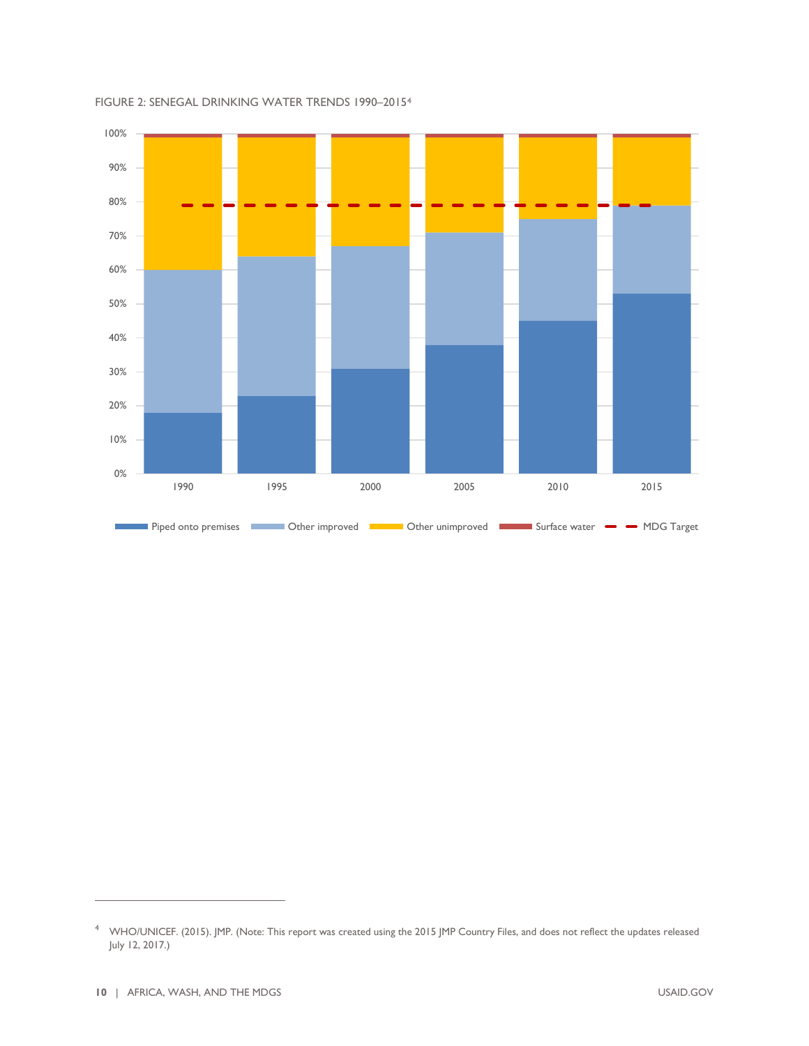FIGURE 2: SENEGAL DRINKING WATER TRENDS 1990–2015[4]

| Year | Piped onto premises | Other improved | Other unimproved | Surface water | MDG Target |
|---|---|---|---|---|---|
| 1990 | 18% | 42% | 39% | 1% | 79% |
| 1995 | 23% | 41% | 35% | 1% | 79% |
| 2000 | 31% | 36% | 32% | 1% | 79% |
| 2005 | 38% | 33% | 28% | 1% | 79% |
| 2010 | 45% | 30% | 24% | 1% | 79% |
| 2015 | 53% | 26% | 20% | 1% | 79% |

[4] WHO/UNICEF. (2015). JMP. (Note: This report was created using the 2015 JMP Country Files, and does not reflect the updates released July 12, 2017.)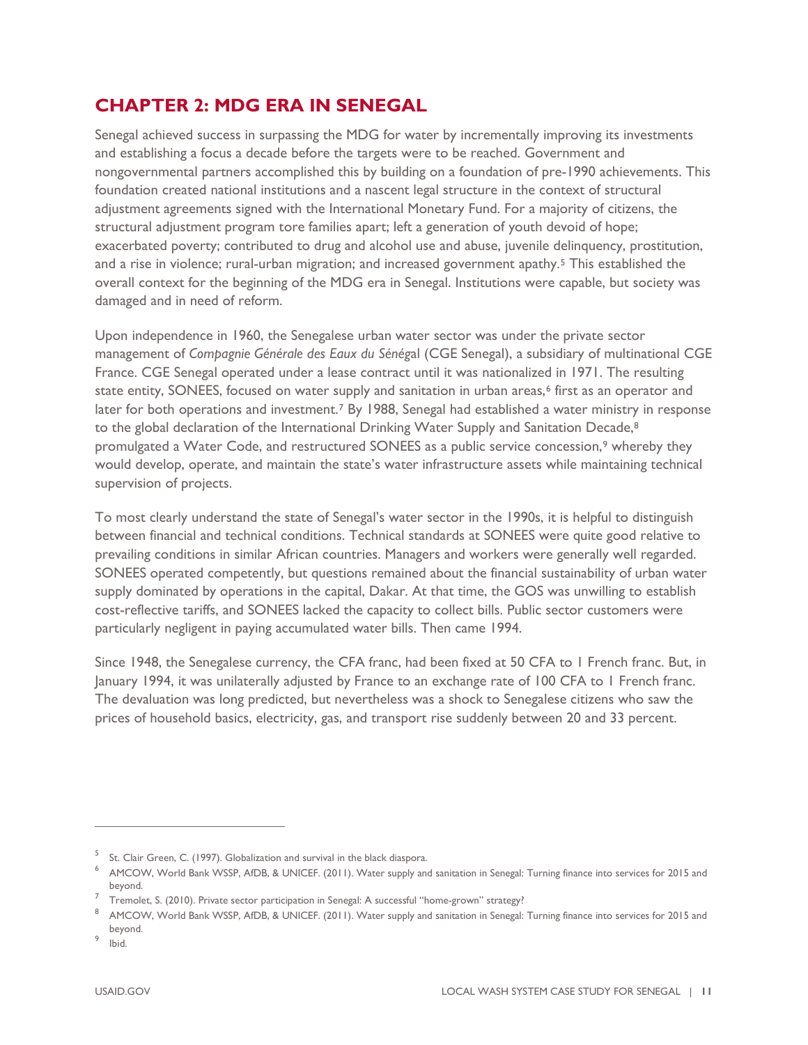# CHAPTER 2: MDG ERA IN SENEGAL

Senegal achieved success in surpassing the MDG for water by incrementally improving its investments and establishing a focus a decade before the targets were to be reached. Government and nongovernmental partners accomplished this by building on a foundation of pre-1990 achievements. This foundation created national institutions and a nascent legal structure in the context of structural adjustment agreements signed with the International Monetary Fund. For a majority of citizens, the structural adjustment program tore families apart; left a generation of youth devoid of hope; exacerbated poverty; contributed to drug and alcohol use and abuse, juvenile delinquency, prostitution, and a rise in violence; rural-urban migration; and increased government apathy.[5] This established the overall context for the beginning of the MDG era in Senegal. Institutions were capable, but society was damaged and in need of reform.

Upon independence in 1960, the Senegalese urban water sector was under the private sector management of *Compagnie Générale des Eaux du Sénég*al (CGE Senegal), a subsidiary of multinational CGE France. CGE Senegal operated under a lease contract until it was nationalized in 1971. The resulting state entity, SONEES, focused on water supply and sanitation in urban areas,[6] first as an operator and later for both operations and investment.[7] By 1988, Senegal had established a water ministry in response to the global declaration of the International Drinking Water Supply and Sanitation Decade,[8] promulgated a Water Code, and restructured SONEES as a public service concession,[9] whereby they would develop, operate, and maintain the state's water infrastructure assets while maintaining technical supervision of projects.

To most clearly understand the state of Senegal's water sector in the 1990s, it is helpful to distinguish between financial and technical conditions. Technical standards at SONEES were quite good relative to prevailing conditions in similar African countries. Managers and workers were generally well regarded. SONEES operated competently, but questions remained about the financial sustainability of urban water supply dominated by operations in the capital, Dakar. At that time, the GOS was unwilling to establish cost-reflective tariffs, and SONEES lacked the capacity to collect bills. Public sector customers were particularly negligent in paying accumulated water bills. Then came 1994.

Since 1948, the Senegalese currency, the CFA franc, had been fixed at 50 CFA to 1 French franc. But, in January 1994, it was unilaterally adjusted by France to an exchange rate of 100 CFA to 1 French franc. The devaluation was long predicted, but nevertheless was a shock to Senegalese citizens who saw the prices of household basics, electricity, gas, and transport rise suddenly between 20 and 33 percent.

---

[5] St. Clair Green, C. (1997). Globalization and survival in the black diaspora.

[6] AMCOW, World Bank WSSP, AfDB, & UNICEF. (2011). Water supply and sanitation in Senegal: Turning finance into services for 2015 and beyond.

[7] Tremolet, S. (2010). Private sector participation in Senegal: A successful "home-grown" strategy?

[8] AMCOW, World Bank WSSP, AfDB, & UNICEF. (2011). Water supply and sanitation in Senegal: Turning finance into services for 2015 and beyond.

[9] Ibid.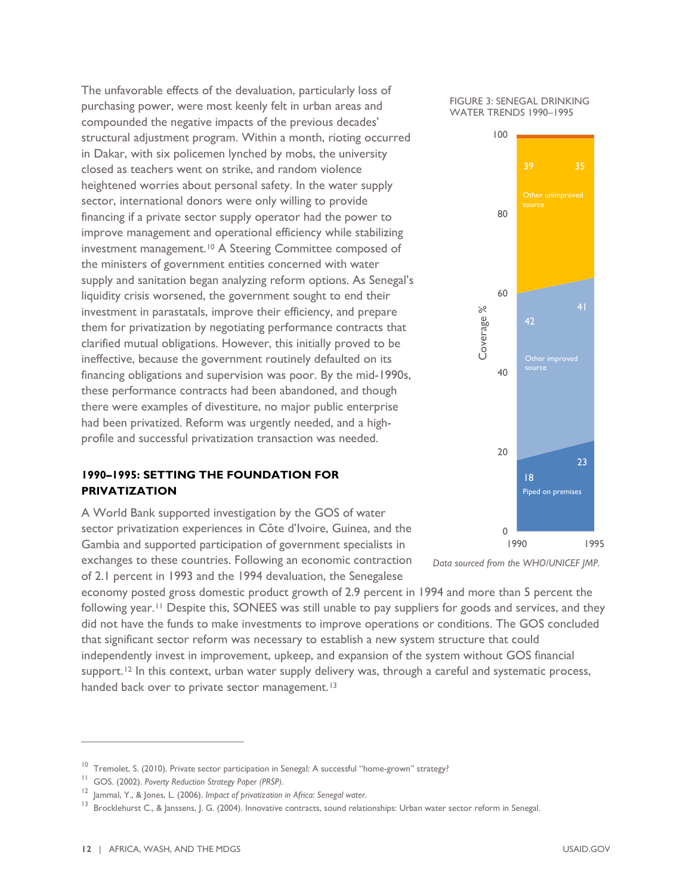The unfavorable effects of the devaluation, particularly loss of purchasing power, were most keenly felt in urban areas and compounded the negative impacts of the previous decades' structural adjustment program. Within a month, rioting occurred in Dakar, with six policemen lynched by mobs, the university closed as teachers went on strike, and random violence heightened worries about personal safety. In the water supply sector, international donors were only willing to provide financing if a private sector supply operator had the power to improve management and operational efficiency while stabilizing investment management.[10] A Steering Committee composed of the ministers of government entities concerned with water supply and sanitation began analyzing reform options. As Senegal's liquidity crisis worsened, the government sought to end their investment in parastatals, improve their efficiency, and prepare them for privatization by negotiating performance contracts that clarified mutual obligations. However, this initially proved to be ineffective, because the government routinely defaulted on its financing obligations and supervision was poor. By the mid-1990s, these performance contracts had been abandoned, and though there were examples of divestiture, no major public enterprise had been privatized. Reform was urgently needed, and a high-profile and successful privatization transaction was needed.

FIGURE 3: SENEGAL DRINKING WATER TRENDS 1990–1995

| Source | 1990 | 1995 |
|---|---|---|
| Other unimproved source | 39 | 35 |
| Other improved source | 42 | 41 |
| Piped on premises | 18 | 23 |

*Data sourced from the WHO/UNICEF JMP.*

## 1990–1995: SETTING THE FOUNDATION FOR PRIVATIZATION

A World Bank supported investigation by the GOS of water sector privatization experiences in Côte d'Ivoire, Guinea, and the Gambia and supported participation of government specialists in exchanges to these countries. Following an economic contraction of 2.1 percent in 1993 and the 1994 devaluation, the Senegalese economy posted gross domestic product growth of 2.9 percent in 1994 and more than 5 percent the following year.[11] Despite this, SONEES was still unable to pay suppliers for goods and services, and they did not have the funds to make investments to improve operations or conditions. The GOS concluded that significant sector reform was necessary to establish a new system structure that could independently invest in improvement, upkeep, and expansion of the system without GOS financial support.[12] In this context, urban water supply delivery was, through a careful and systematic process, handed back over to private sector management.[13]

---

[10] Tremolet, S. (2010). Private sector participation in Senegal: A successful "home-grown" strategy?

[11] GOS. (2002). *Poverty Reduction Strategy Paper (PRSP).*

[12] Jammal, Y., & Jones, L. (2006). *Impact of privatization in Africa: Senegal water.*

[13] Brocklehurst C., & Janssens, J. G. (2004). Innovative contracts, sound relationships: Urban water sector reform in Senegal.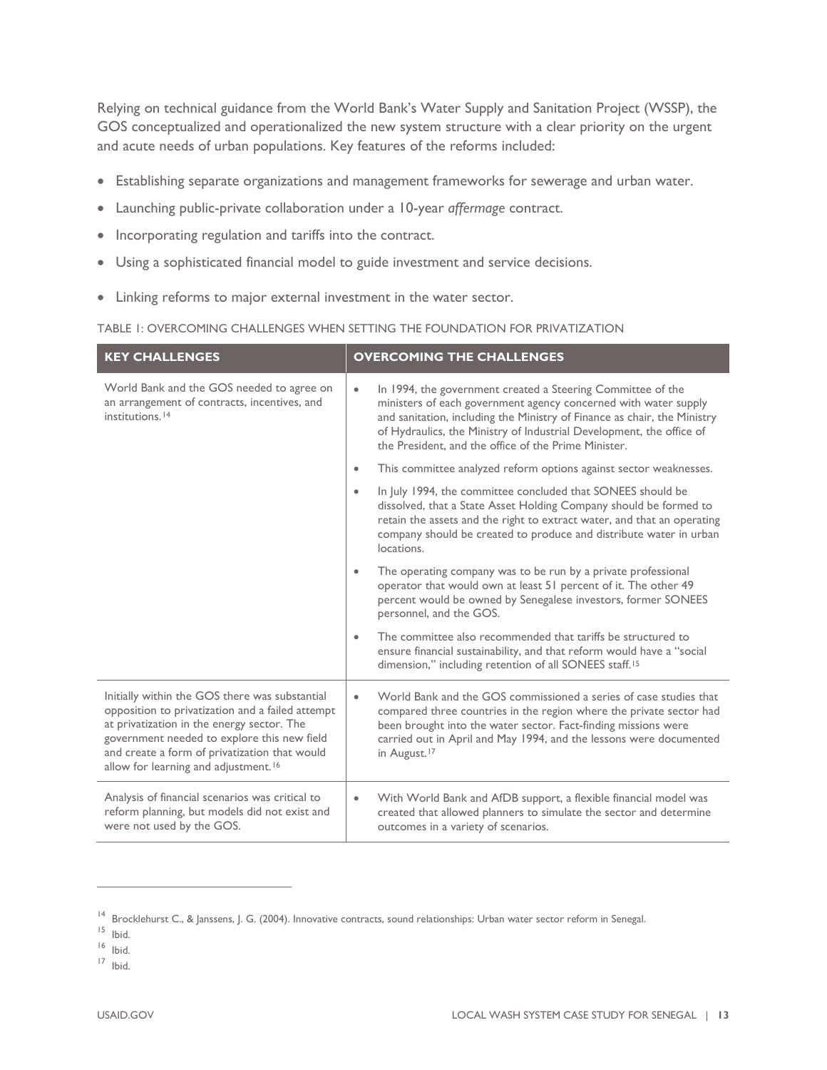Relying on technical guidance from the World Bank's Water Supply and Sanitation Project (WSSP), the GOS conceptualized and operationalized the new system structure with a clear priority on the urgent and acute needs of urban populations. Key features of the reforms included:

- Establishing separate organizations and management frameworks for sewerage and urban water.
- Launching public-private collaboration under a 10-year *affermage* contract.
- Incorporating regulation and tariffs into the contract.
- Using a sophisticated financial model to guide investment and service decisions.
- Linking reforms to major external investment in the water sector.

TABLE 1: OVERCOMING CHALLENGES WHEN SETTING THE FOUNDATION FOR PRIVATIZATION

| KEY CHALLENGES | OVERCOMING THE CHALLENGES |
|---|---|
| World Bank and the GOS needed to agree on an arrangement of contracts, incentives, and institutions.[14] | • In 1994, the government created a Steering Committee of the ministers of each government agency concerned with water supply and sanitation, including the Ministry of Finance as chair, the Ministry of Hydraulics, the Ministry of Industrial Development, the office of the President, and the office of the Prime Minister. <br> • This committee analyzed reform options against sector weaknesses. <br> • In July 1994, the committee concluded that SONEES should be dissolved, that a State Asset Holding Company should be formed to retain the assets and the right to extract water, and that an operating company should be created to produce and distribute water in urban locations. <br> • The operating company was to be run by a private professional operator that would own at least 51 percent of it. The other 49 percent would be owned by Senegalese investors, former SONEES personnel, and the GOS. <br> • The committee also recommended that tariffs be structured to ensure financial sustainability, and that reform would have a "social dimension," including retention of all SONEES staff.[15] |
| Initially within the GOS there was substantial opposition to privatization and a failed attempt at privatization in the energy sector. The government needed to explore this new field and create a form of privatization that would allow for learning and adjustment.[16] | • World Bank and the GOS commissioned a series of case studies that compared three countries in the region where the private sector had been brought into the water sector. Fact-finding missions were carried out in April and May 1994, and the lessons were documented in August.[17] |
| Analysis of financial scenarios was critical to reform planning, but models did not exist and were not used by the GOS. | • With World Bank and AfDB support, a flexible financial model was created that allowed planners to simulate the sector and determine outcomes in a variety of scenarios. |

[14] Brocklehurst C., & Janssens, J. G. (2004). Innovative contracts, sound relationships: Urban water sector reform in Senegal.

[15] Ibid.

[16] Ibid.

[17] Ibid.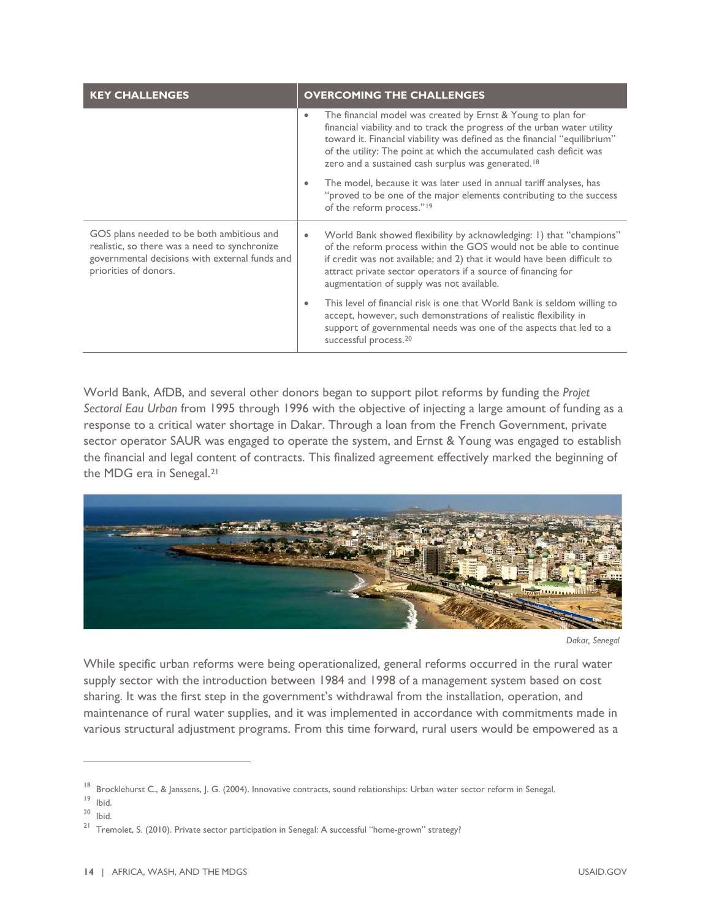| KEY CHALLENGES | OVERCOMING THE CHALLENGES |
| --- | --- |
| | • The financial model was created by Ernst & Young to plan for financial viability and to track the progress of the urban water utility toward it. Financial viability was defined as the financial "equilibrium" of the utility: The point at which the accumulated cash deficit was zero and a sustained cash surplus was generated.[18] <br> • The model, because it was later used in annual tariff analyses, has "proved to be one of the major elements contributing to the success of the reform process."[19] |
| GOS plans needed to be both ambitious and realistic, so there was a need to synchronize governmental decisions with external funds and priorities of donors. | • World Bank showed flexibility by acknowledging: 1) that "champions" of the reform process within the GOS would not be able to continue if credit was not available; and 2) that it would have been difficult to attract private sector operators if a source of financing for augmentation of supply was not available. <br> • This level of financial risk is one that World Bank is seldom willing to accept, however, such demonstrations of realistic flexibility in support of governmental needs was one of the aspects that led to a successful process.[20] |

World Bank, AfDB, and several other donors began to support pilot reforms by funding the *Projet Sectoral Eau Urban* from 1995 through 1996 with the objective of injecting a large amount of funding as a response to a critical water shortage in Dakar. Through a loan from the French Government, private sector operator SAUR was engaged to operate the system, and Ernst & Young was engaged to establish the financial and legal content of contracts. This finalized agreement effectively marked the beginning of the MDG era in Senegal.[21]

*Dakar, Senegal*

While specific urban reforms were being operationalized, general reforms occurred in the rural water supply sector with the introduction between 1984 and 1998 of a management system based on cost sharing. It was the first step in the government's withdrawal from the installation, operation, and maintenance of rural water supplies, and it was implemented in accordance with commitments made in various structural adjustment programs. From this time forward, rural users would be empowered as a

---

[18] Brocklehurst C., & Janssens, J. G. (2004). Innovative contracts, sound relationships: Urban water sector reform in Senegal.

[19] Ibid.

[20] Ibid.

[21] Tremolet, S. (2010). Private sector participation in Senegal: A successful "home-grown" strategy?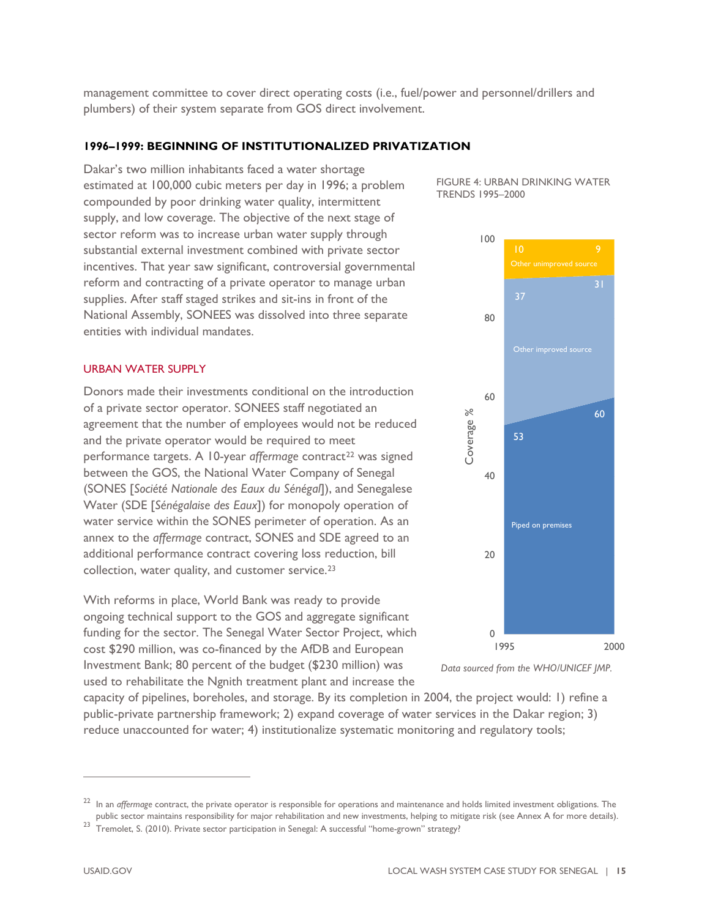management committee to cover direct operating costs (i.e., fuel/power and personnel/drillers and plumbers) of their system separate from GOS direct involvement.

### 1996–1999: BEGINNING OF INSTITUTIONALIZED PRIVATIZATION

Dakar's two million inhabitants faced a water shortage estimated at 100,000 cubic meters per day in 1996; a problem compounded by poor drinking water quality, intermittent supply, and low coverage. The objective of the next stage of sector reform was to increase urban water supply through substantial external investment combined with private sector incentives. That year saw significant, controversial governmental reform and contracting of a private operator to manage urban supplies. After staff staged strikes and sit-ins in front of the National Assembly, SONEES was dissolved into three separate entities with individual mandates.

FIGURE 4: URBAN DRINKING WATER TRENDS 1995–2000

| Coverage % | 1995 | 2000 |
|---|---|---|
| Other unimproved source | 10 | 9 |
| Other improved source | 37 | 31 |
| Piped on premises | 53 | 60 |

*Data sourced from the WHO/UNICEF JMP.*

#### URBAN WATER SUPPLY

Donors made their investments conditional on the introduction of a private sector operator. SONEES staff negotiated an agreement that the number of employees would not be reduced and the private operator would be required to meet performance targets. A 10-year *affermage* contract[22] was signed between the GOS, the National Water Company of Senegal (SONES [*Société Nationale des Eaux du Sénégal*]), and Senegalese Water (SDE [*Sénégalaise des Eaux*]) for monopoly operation of water service within the SONES perimeter of operation. As an annex to the *affermage* contract, SONES and SDE agreed to an additional performance contract covering loss reduction, bill collection, water quality, and customer service.[23]

With reforms in place, World Bank was ready to provide ongoing technical support to the GOS and aggregate significant funding for the sector. The Senegal Water Sector Project, which cost $290 million, was co-financed by the AfDB and European Investment Bank; 80 percent of the budget ($230 million) was used to rehabilitate the Ngnith treatment plant and increase the capacity of pipelines, boreholes, and storage. By its completion in 2004, the project would: 1) refine a public-private partnership framework; 2) expand coverage of water services in the Dakar region; 3) reduce unaccounted for water; 4) institutionalize systematic monitoring and regulatory tools;

---

[22] In an *affermage* contract, the private operator is responsible for operations and maintenance and holds limited investment obligations. The public sector maintains responsibility for major rehabilitation and new investments, helping to mitigate risk (see Annex A for more details).

[23] Tremolet, S. (2010). Private sector participation in Senegal: A successful "home-grown" strategy?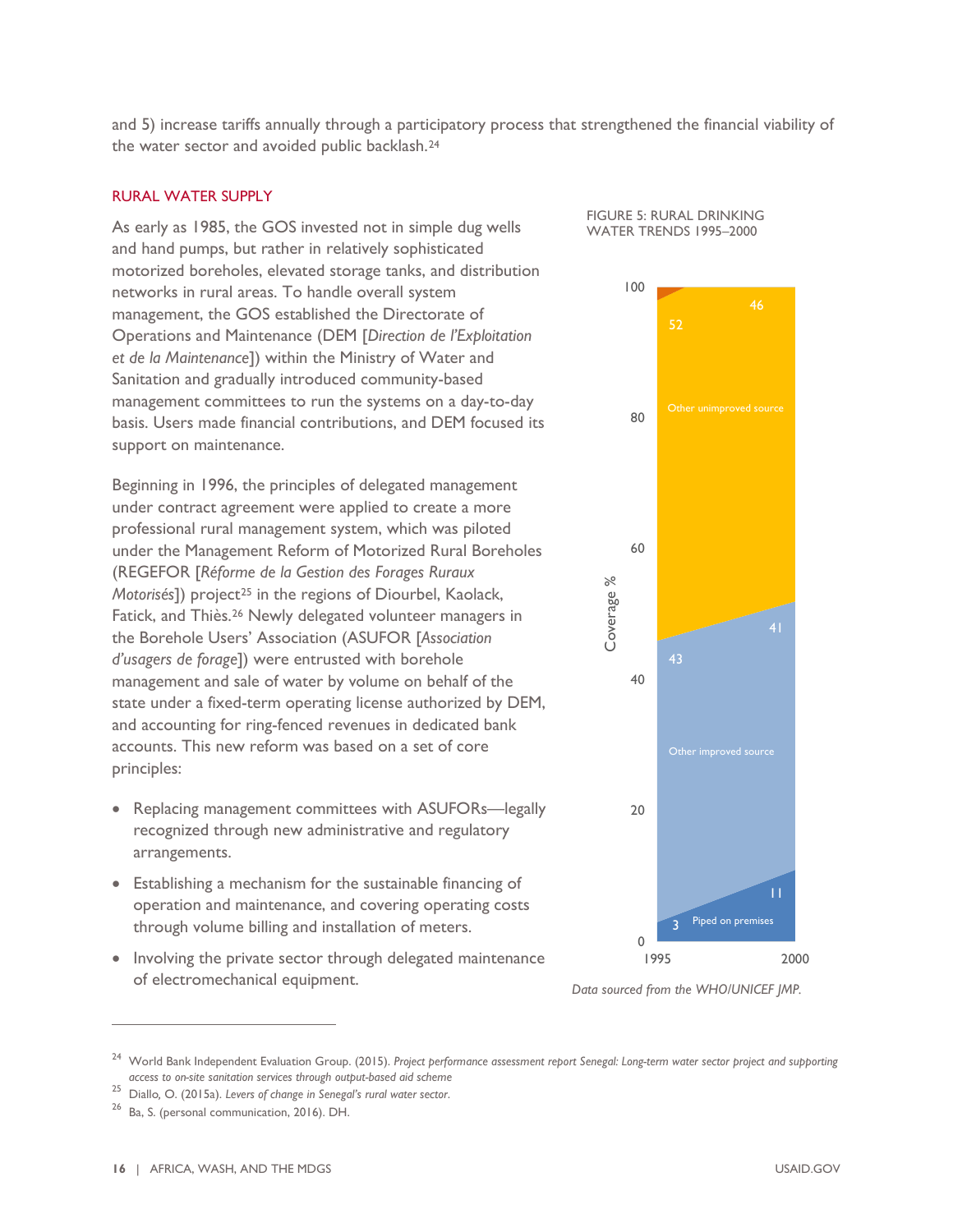and 5) increase tariffs annually through a participatory process that strengthened the financial viability of the water sector and avoided public backlash.[24]

## RURAL WATER SUPPLY

As early as 1985, the GOS invested not in simple dug wells and hand pumps, but rather in relatively sophisticated motorized boreholes, elevated storage tanks, and distribution networks in rural areas. To handle overall system management, the GOS established the Directorate of Operations and Maintenance (DEM [*Direction de l'Exploitation et de la Maintenance*]) within the Ministry of Water and Sanitation and gradually introduced community-based management committees to run the systems on a day-to-day basis. Users made financial contributions, and DEM focused its support on maintenance.

Beginning in 1996, the principles of delegated management under contract agreement were applied to create a more professional rural management system, which was piloted under the Management Reform of Motorized Rural Boreholes (REGEFOR [*Réforme de la Gestion des Forages Ruraux Motorisés*]) project[25] in the regions of Diourbel, Kaolack, Fatick, and Thiès.[26] Newly delegated volunteer managers in the Borehole Users' Association (ASUFOR [*Association d'usagers de forage*]) were entrusted with borehole management and sale of water by volume on behalf of the state under a fixed-term operating license authorized by DEM, and accounting for ring-fenced revenues in dedicated bank accounts. This new reform was based on a set of core principles:

- Replacing management committees with ASUFORs—legally recognized through new administrative and regulatory arrangements.
- Establishing a mechanism for the sustainable financing of operation and maintenance, and covering operating costs through volume billing and installation of meters.
- Involving the private sector through delegated maintenance of electromechanical equipment.

FIGURE 5: RURAL DRINKING WATER TRENDS 1995–2000

| Coverage % | 1995 | 2000 |
|---|---|---|
| Piped on premises | 3 | 11 |
| Other improved source | 43 | 41 |
| Other unimproved source | 52 | 46 |

*Data sourced from the WHO/UNICEF JMP.*

---

[24] World Bank Independent Evaluation Group. (2015). *Project performance assessment report Senegal: Long-term water sector project and supporting access to on-site sanitation services through output-based aid scheme*

[25] Diallo, O. (2015a). *Levers of change in Senegal's rural water sector.*

[26] Ba, S. (personal communication, 2016). DH.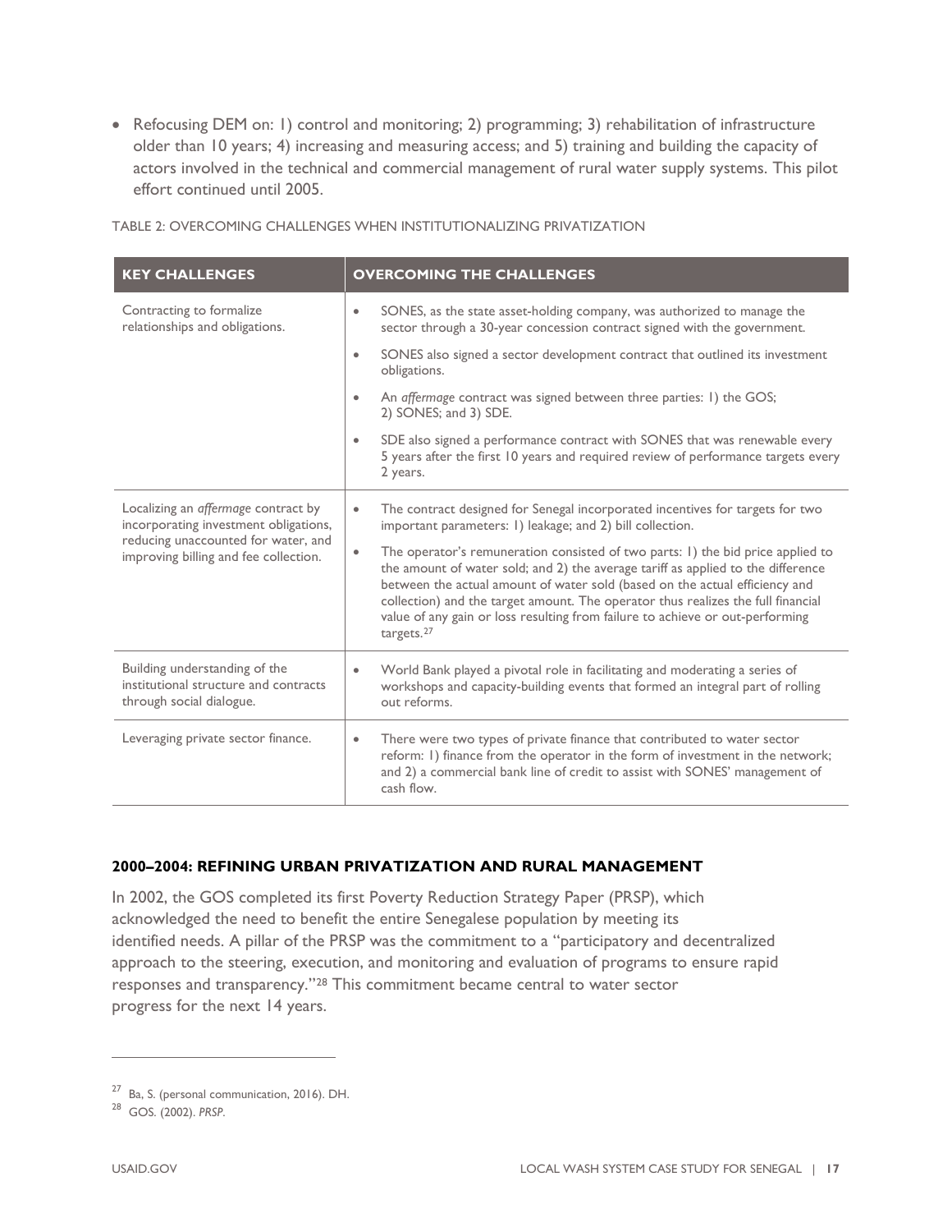- Refocusing DEM on: 1) control and monitoring; 2) programming; 3) rehabilitation of infrastructure older than 10 years; 4) increasing and measuring access; and 5) training and building the capacity of actors involved in the technical and commercial management of rural water supply systems. This pilot effort continued until 2005.

TABLE 2: OVERCOMING CHALLENGES WHEN INSTITUTIONALIZING PRIVATIZATION

| KEY CHALLENGES | OVERCOMING THE CHALLENGES |
|---|---|
| Contracting to formalize relationships and obligations. | • SONES, as the state asset-holding company, was authorized to manage the sector through a 30-year concession contract signed with the government.<br>• SONES also signed a sector development contract that outlined its investment obligations.<br>• An *affermage* contract was signed between three parties: 1) the GOS; 2) SONES; and 3) SDE.<br>• SDE also signed a performance contract with SONES that was renewable every 5 years after the first 10 years and required review of performance targets every 2 years. |
| Localizing an *affermage* contract by incorporating investment obligations, reducing unaccounted for water, and improving billing and fee collection. | • The contract designed for Senegal incorporated incentives for targets for two important parameters: 1) leakage; and 2) bill collection.<br>• The operator's remuneration consisted of two parts: 1) the bid price applied to the amount of water sold; and 2) the average tariff as applied to the difference between the actual amount of water sold (based on the actual efficiency and collection) and the target amount. The operator thus realizes the full financial value of any gain or loss resulting from failure to achieve or out-performing targets.[27] |
| Building understanding of the institutional structure and contracts through social dialogue. | • World Bank played a pivotal role in facilitating and moderating a series of workshops and capacity-building events that formed an integral part of rolling out reforms. |
| Leveraging private sector finance. | • There were two types of private finance that contributed to water sector reform: 1) finance from the operator in the form of investment in the network; and 2) a commercial bank line of credit to assist with SONES' management of cash flow. |

### 2000–2004: REFINING URBAN PRIVATIZATION AND RURAL MANAGEMENT

In 2002, the GOS completed its first Poverty Reduction Strategy Paper (PRSP), which acknowledged the need to benefit the entire Senegalese population by meeting its identified needs. A pillar of the PRSP was the commitment to a "participatory and decentralized approach to the steering, execution, and monitoring and evaluation of programs to ensure rapid responses and transparency."[28] This commitment became central to water sector progress for the next 14 years.

---

[27] Ba, S. (personal communication, 2016). DH.

[28] GOS. (2002). *PRSP*.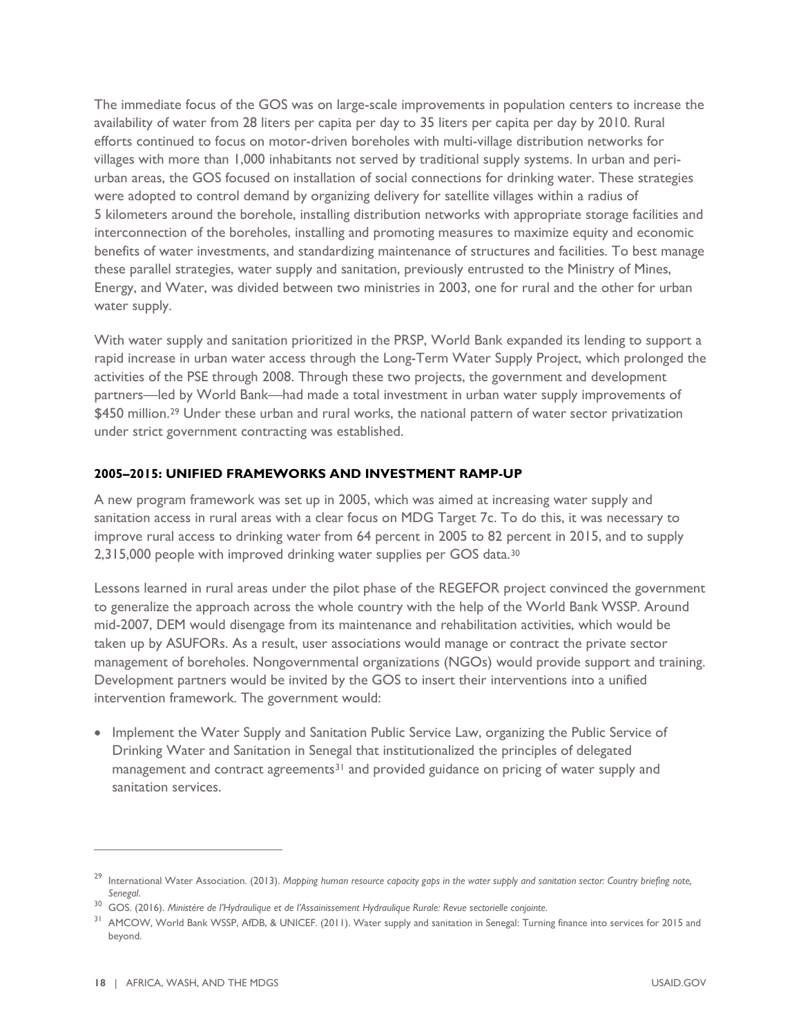The immediate focus of the GOS was on large-scale improvements in population centers to increase the availability of water from 28 liters per capita per day to 35 liters per capita per day by 2010. Rural efforts continued to focus on motor-driven boreholes with multi-village distribution networks for villages with more than 1,000 inhabitants not served by traditional supply systems. In urban and peri-urban areas, the GOS focused on installation of social connections for drinking water. These strategies were adopted to control demand by organizing delivery for satellite villages within a radius of 5 kilometers around the borehole, installing distribution networks with appropriate storage facilities and interconnection of the boreholes, installing and promoting measures to maximize equity and economic benefits of water investments, and standardizing maintenance of structures and facilities. To best manage these parallel strategies, water supply and sanitation, previously entrusted to the Ministry of Mines, Energy, and Water, was divided between two ministries in 2003, one for rural and the other for urban water supply.

With water supply and sanitation prioritized in the PRSP, World Bank expanded its lending to support a rapid increase in urban water access through the Long-Term Water Supply Project, which prolonged the activities of the PSE through 2008. Through these two projects, the government and development partners—led by World Bank—had made a total investment in urban water supply improvements of $450 million.[29] Under these urban and rural works, the national pattern of water sector privatization under strict government contracting was established.

#### 2005–2015: UNIFIED FRAMEWORKS AND INVESTMENT RAMP-UP

A new program framework was set up in 2005, which was aimed at increasing water supply and sanitation access in rural areas with a clear focus on MDG Target 7c. To do this, it was necessary to improve rural access to drinking water from 64 percent in 2005 to 82 percent in 2015, and to supply 2,315,000 people with improved drinking water supplies per GOS data.[30]

Lessons learned in rural areas under the pilot phase of the REGEFOR project convinced the government to generalize the approach across the whole country with the help of the World Bank WSSP. Around mid-2007, DEM would disengage from its maintenance and rehabilitation activities, which would be taken up by ASUFORs. As a result, user associations would manage or contract the private sector management of boreholes. Nongovernmental organizations (NGOs) would provide support and training. Development partners would be invited by the GOS to insert their interventions into a unified intervention framework. The government would:

- Implement the Water Supply and Sanitation Public Service Law, organizing the Public Service of Drinking Water and Sanitation in Senegal that institutionalized the principles of delegated management and contract agreements[31] and provided guidance on pricing of water supply and sanitation services.

---

[29] International Water Association. (2013). *Mapping human resource capacity gaps in the water supply and sanitation sector: Country briefing note, Senegal*.

[30] GOS. (2016). *Ministére de l'Hydraulique et de l'Assainissement Hydraulique Rurale: Revue sectorielle conjointe*.

[31] AMCOW, World Bank WSSP, AfDB, & UNICEF. (2011). Water supply and sanitation in Senegal: Turning finance into services for 2015 and beyond.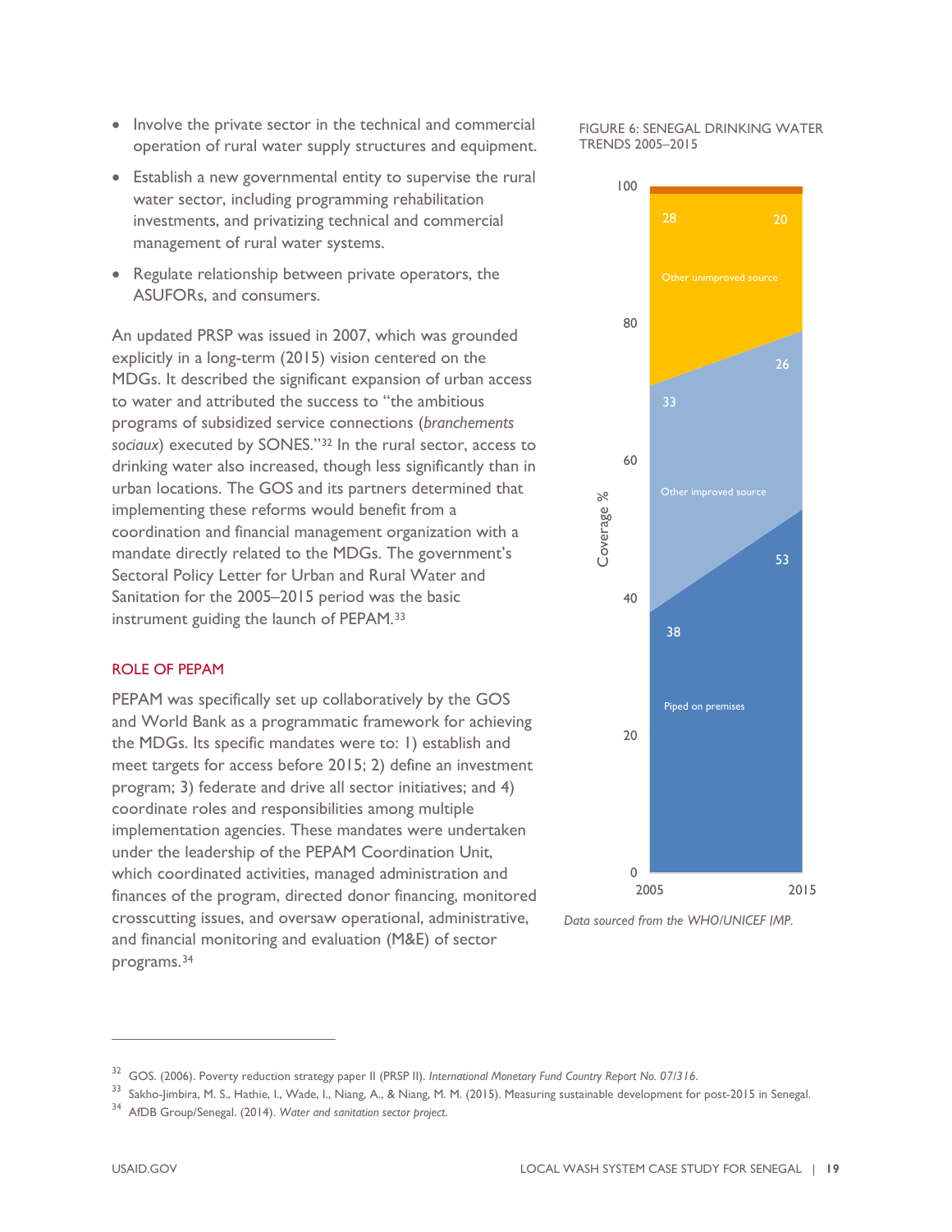- Involve the private sector in the technical and commercial operation of rural water supply structures and equipment.
- Establish a new governmental entity to supervise the rural water sector, including programming rehabilitation investments, and privatizing technical and commercial management of rural water systems.
- Regulate relationship between private operators, the ASUFORs, and consumers.

An updated PRSP was issued in 2007, which was grounded explicitly in a long-term (2015) vision centered on the MDGs. It described the significant expansion of urban access to water and attributed the success to "the ambitious programs of subsidized service connections (*branchements sociaux*) executed by SONES."[32] In the rural sector, access to drinking water also increased, though less significantly than in urban locations. The GOS and its partners determined that implementing these reforms would benefit from a coordination and financial management organization with a mandate directly related to the MDGs. The government's Sectoral Policy Letter for Urban and Rural Water and Sanitation for the 2005–2015 period was the basic instrument guiding the launch of PEPAM.[33]

## ROLE OF PEPAM

PEPAM was specifically set up collaboratively by the GOS and World Bank as a programmatic framework for achieving the MDGs. Its specific mandates were to: 1) establish and meet targets for access before 2015; 2) define an investment program; 3) federate and drive all sector initiatives; and 4) coordinate roles and responsibilities among multiple implementation agencies. These mandates were undertaken under the leadership of the PEPAM Coordination Unit, which coordinated activities, managed administration and finances of the program, directed donor financing, monitored crosscutting issues, and oversaw operational, administrative, and financial monitoring and evaluation (M&E) of sector programs.[34]

FIGURE 6: SENEGAL DRINKING WATER TRENDS 2005–2015

| Coverage % | 2005 | 2015 |
| --- | --- | --- |
| Other unimproved source | 28 | 20 |
| Other improved source | 33 | 26 |
| Piped on premises | 38 | 53 |

*Data sourced from the WHO/UNICEF JMP.*

---

[32] GOS. (2006). Poverty reduction strategy paper II (PRSP II). *International Monetary Fund Country Report No. 07/316.*

[33] Sakho-Jimbira, M. S., Hathie, I., Wade, I., Niang, A., & Niang, M. M. (2015). Measuring sustainable development for post-2015 in Senegal.

[34] AfDB Group/Senegal. (2014). *Water and sanitation sector project.*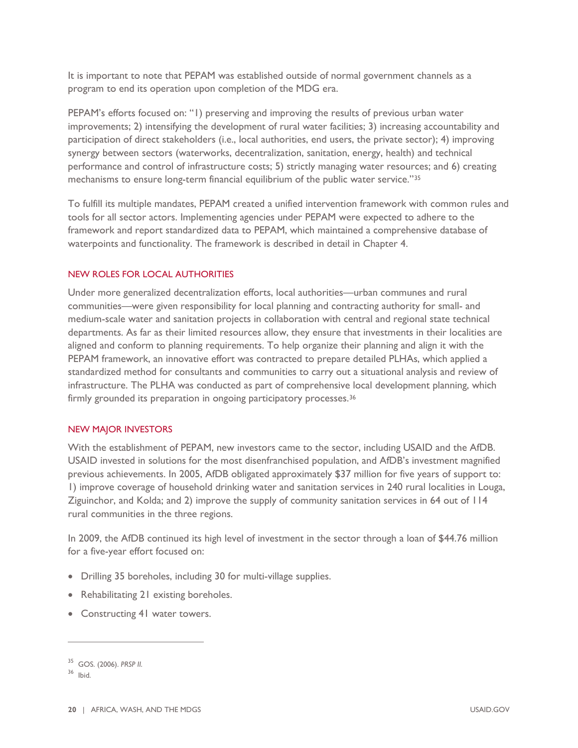It is important to note that PEPAM was established outside of normal government channels as a program to end its operation upon completion of the MDG era.

PEPAM's efforts focused on: "1) preserving and improving the results of previous urban water improvements; 2) intensifying the development of rural water facilities; 3) increasing accountability and participation of direct stakeholders (i.e., local authorities, end users, the private sector); 4) improving synergy between sectors (waterworks, decentralization, sanitation, energy, health) and technical performance and control of infrastructure costs; 5) strictly managing water resources; and 6) creating mechanisms to ensure long-term financial equilibrium of the public water service."[35]

To fulfill its multiple mandates, PEPAM created a unified intervention framework with common rules and tools for all sector actors. Implementing agencies under PEPAM were expected to adhere to the framework and report standardized data to PEPAM, which maintained a comprehensive database of waterpoints and functionality. The framework is described in detail in Chapter 4.

### NEW ROLES FOR LOCAL AUTHORITIES

Under more generalized decentralization efforts, local authorities—urban communes and rural communities—were given responsibility for local planning and contracting authority for small- and medium-scale water and sanitation projects in collaboration with central and regional state technical departments. As far as their limited resources allow, they ensure that investments in their localities are aligned and conform to planning requirements. To help organize their planning and align it with the PEPAM framework, an innovative effort was contracted to prepare detailed PLHAs, which applied a standardized method for consultants and communities to carry out a situational analysis and review of infrastructure. The PLHA was conducted as part of comprehensive local development planning, which firmly grounded its preparation in ongoing participatory processes.[36]

### NEW MAJOR INVESTORS

With the establishment of PEPAM, new investors came to the sector, including USAID and the AfDB. USAID invested in solutions for the most disenfranchised population, and AfDB's investment magnified previous achievements. In 2005, AfDB obligated approximately $37 million for five years of support to: 1) improve coverage of household drinking water and sanitation services in 240 rural localities in Louga, Ziguinchor, and Kolda; and 2) improve the supply of community sanitation services in 64 out of 114 rural communities in the three regions.

In 2009, the AfDB continued its high level of investment in the sector through a loan of $44.76 million for a five-year effort focused on:

- Drilling 35 boreholes, including 30 for multi-village supplies.
- Rehabilitating 21 existing boreholes.
- Constructing 41 water towers.

---

[35] GOS. (2006). *PRSP II.*

[36] Ibid.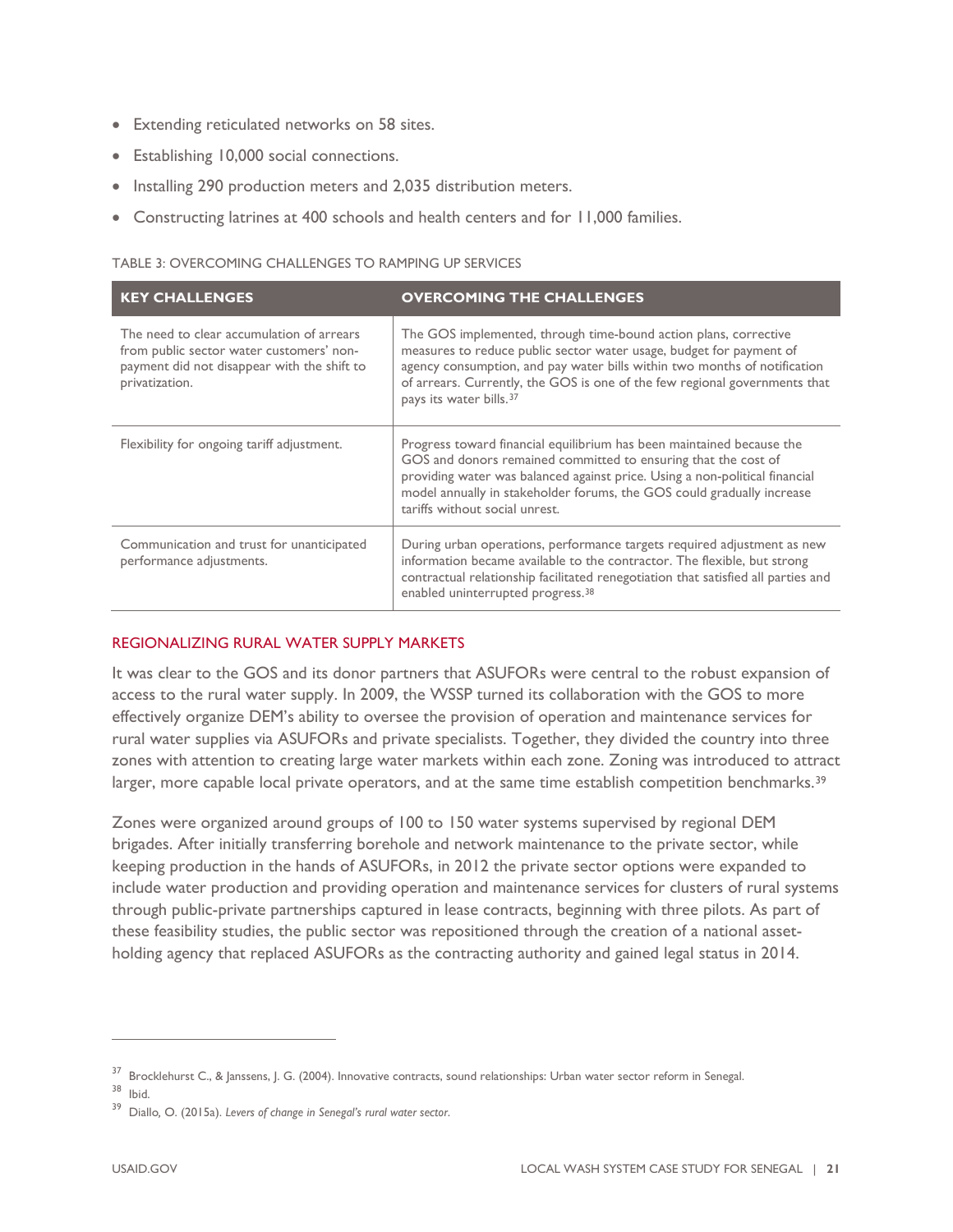- Extending reticulated networks on 58 sites.
- Establishing 10,000 social connections.
- Installing 290 production meters and 2,035 distribution meters.
- Constructing latrines at 400 schools and health centers and for 11,000 families.

TABLE 3: OVERCOMING CHALLENGES TO RAMPING UP SERVICES

| KEY CHALLENGES | OVERCOMING THE CHALLENGES |
|---|---|
| The need to clear accumulation of arrears from public sector water customers' non-payment did not disappear with the shift to privatization. | The GOS implemented, through time-bound action plans, corrective measures to reduce public sector water usage, budget for payment of agency consumption, and pay water bills within two months of notification of arrears. Currently, the GOS is one of the few regional governments that pays its water bills.[37] |
| Flexibility for ongoing tariff adjustment. | Progress toward financial equilibrium has been maintained because the GOS and donors remained committed to ensuring that the cost of providing water was balanced against price. Using a non-political financial model annually in stakeholder forums, the GOS could gradually increase tariffs without social unrest. |
| Communication and trust for unanticipated performance adjustments. | During urban operations, performance targets required adjustment as new information became available to the contractor. The flexible, but strong contractual relationship facilitated renegotiation that satisfied all parties and enabled uninterrupted progress.[38] |

## REGIONALIZING RURAL WATER SUPPLY MARKETS

It was clear to the GOS and its donor partners that ASUFORs were central to the robust expansion of access to the rural water supply. In 2009, the WSSP turned its collaboration with the GOS to more effectively organize DEM's ability to oversee the provision of operation and maintenance services for rural water supplies via ASUFORs and private specialists. Together, they divided the country into three zones with attention to creating large water markets within each zone. Zoning was introduced to attract larger, more capable local private operators, and at the same time establish competition benchmarks.[39]

Zones were organized around groups of 100 to 150 water systems supervised by regional DEM brigades. After initially transferring borehole and network maintenance to the private sector, while keeping production in the hands of ASUFORs, in 2012 the private sector options were expanded to include water production and providing operation and maintenance services for clusters of rural systems through public-private partnerships captured in lease contracts, beginning with three pilots. As part of these feasibility studies, the public sector was repositioned through the creation of a national asset-holding agency that replaced ASUFORs as the contracting authority and gained legal status in 2014.

---

[37] Brocklehurst C., & Janssens, J. G. (2004). Innovative contracts, sound relationships: Urban water sector reform in Senegal.

[38] Ibid.

[39] Diallo, O. (2015a). *Levers of change in Senegal's rural water sector.*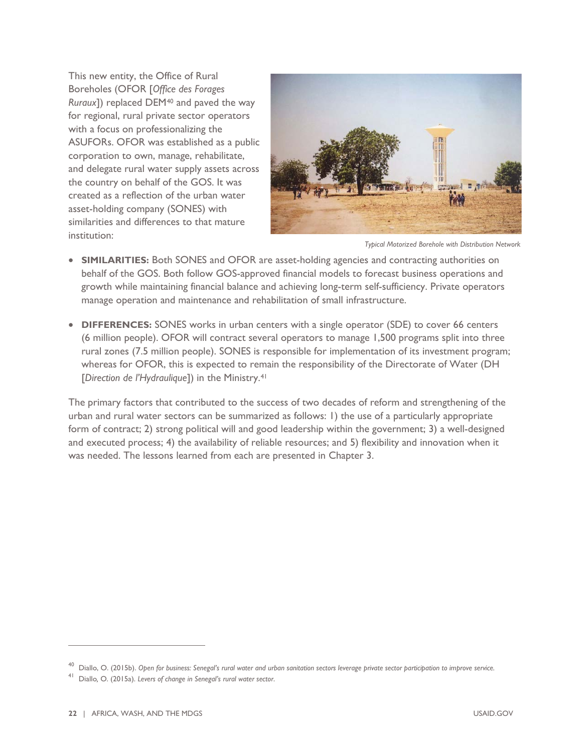This new entity, the Office of Rural Boreholes (OFOR [*Office des Forages Ruraux*]) replaced DEM[40] and paved the way for regional, rural private sector operators with a focus on professionalizing the ASUFORs. OFOR was established as a public corporation to own, manage, rehabilitate, and delegate rural water supply assets across the country on behalf of the GOS. It was created as a reflection of the urban water asset-holding company (SONES) with similarities and differences to that mature institution:

*Typical Motorized Borehole with Distribution Network*

- **SIMILARITIES:** Both SONES and OFOR are asset-holding agencies and contracting authorities on behalf of the GOS. Both follow GOS-approved financial models to forecast business operations and growth while maintaining financial balance and achieving long-term self-sufficiency. Private operators manage operation and maintenance and rehabilitation of small infrastructure.
- **DIFFERENCES:** SONES works in urban centers with a single operator (SDE) to cover 66 centers (6 million people). OFOR will contract several operators to manage 1,500 programs split into three rural zones (7.5 million people). SONES is responsible for implementation of its investment program; whereas for OFOR, this is expected to remain the responsibility of the Directorate of Water (DH [*Direction de l'Hydraulique*]) in the Ministry.[41]

The primary factors that contributed to the success of two decades of reform and strengthening of the urban and rural water sectors can be summarized as follows: 1) the use of a particularly appropriate form of contract; 2) strong political will and good leadership within the government; 3) a well-designed and executed process; 4) the availability of reliable resources; and 5) flexibility and innovation when it was needed. The lessons learned from each are presented in Chapter 3.

---

[40] Diallo, O. (2015b). *Open for business: Senegal's rural water and urban sanitation sectors leverage private sector participation to improve service.*

[41] Diallo, O. (2015a). *Levers of change in Senegal's rural water sector.*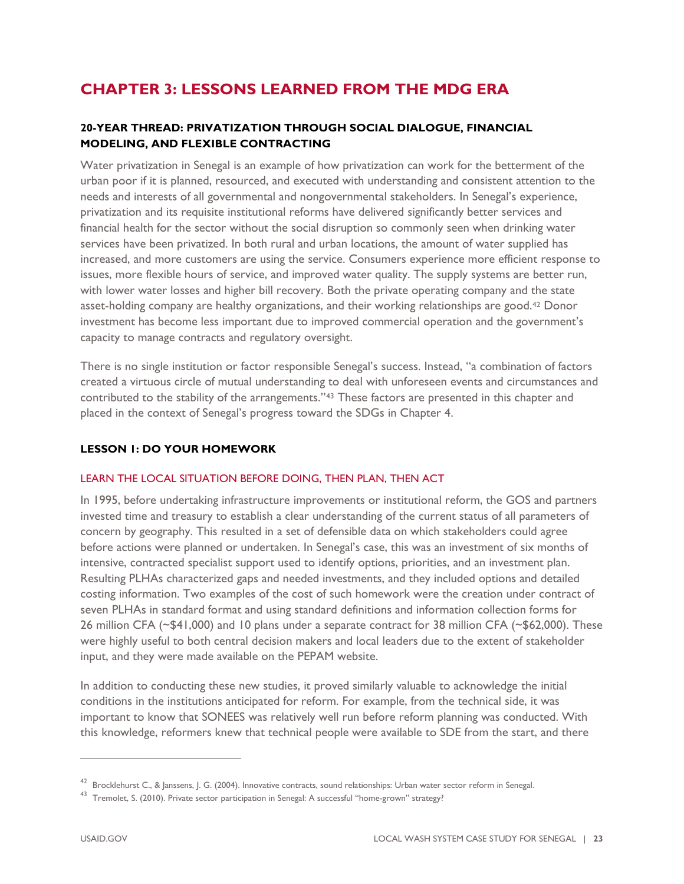# CHAPTER 3: LESSONS LEARNED FROM THE MDG ERA

### 20-YEAR THREAD: PRIVATIZATION THROUGH SOCIAL DIALOGUE, FINANCIAL MODELING, AND FLEXIBLE CONTRACTING

Water privatization in Senegal is an example of how privatization can work for the betterment of the urban poor if it is planned, resourced, and executed with understanding and consistent attention to the needs and interests of all governmental and nongovernmental stakeholders. In Senegal's experience, privatization and its requisite institutional reforms have delivered significantly better services and financial health for the sector without the social disruption so commonly seen when drinking water services have been privatized. In both rural and urban locations, the amount of water supplied has increased, and more customers are using the service. Consumers experience more efficient response to issues, more flexible hours of service, and improved water quality. The supply systems are better run, with lower water losses and higher bill recovery. Both the private operating company and the state asset-holding company are healthy organizations, and their working relationships are good.[42] Donor investment has become less important due to improved commercial operation and the government's capacity to manage contracts and regulatory oversight.

There is no single institution or factor responsible Senegal's success. Instead, "a combination of factors created a virtuous circle of mutual understanding to deal with unforeseen events and circumstances and contributed to the stability of the arrangements."[43] These factors are presented in this chapter and placed in the context of Senegal's progress toward the SDGs in Chapter 4.

### LESSON 1: DO YOUR HOMEWORK

#### LEARN THE LOCAL SITUATION BEFORE DOING, THEN PLAN, THEN ACT

In 1995, before undertaking infrastructure improvements or institutional reform, the GOS and partners invested time and treasury to establish a clear understanding of the current status of all parameters of concern by geography. This resulted in a set of defensible data on which stakeholders could agree before actions were planned or undertaken. In Senegal's case, this was an investment of six months of intensive, contracted specialist support used to identify options, priorities, and an investment plan. Resulting PLHAs characterized gaps and needed investments, and they included options and detailed costing information. Two examples of the cost of such homework were the creation under contract of seven PLHAs in standard format and using standard definitions and information collection forms for 26 million CFA (~$41,000) and 10 plans under a separate contract for 38 million CFA (~$62,000). These were highly useful to both central decision makers and local leaders due to the extent of stakeholder input, and they were made available on the PEPAM website.

In addition to conducting these new studies, it proved similarly valuable to acknowledge the initial conditions in the institutions anticipated for reform. For example, from the technical side, it was important to know that SONEES was relatively well run before reform planning was conducted. With this knowledge, reformers knew that technical people were available to SDE from the start, and there

---

[42] Brocklehurst C., & Janssens, J. G. (2004). Innovative contracts, sound relationships: Urban water sector reform in Senegal.

[43] Tremolet, S. (2010). Private sector participation in Senegal: A successful "home-grown" strategy?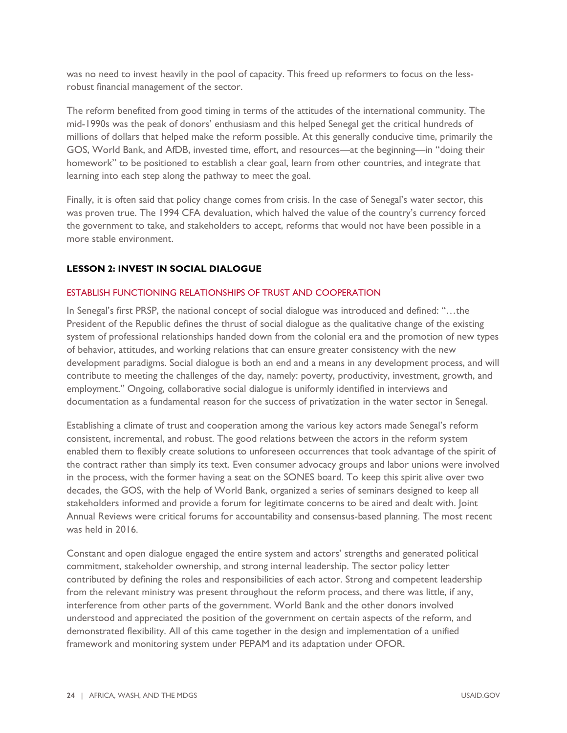was no need to invest heavily in the pool of capacity. This freed up reformers to focus on the less-robust financial management of the sector.

The reform benefited from good timing in terms of the attitudes of the international community. The mid-1990s was the peak of donors' enthusiasm and this helped Senegal get the critical hundreds of millions of dollars that helped make the reform possible. At this generally conducive time, primarily the GOS, World Bank, and AfDB, invested time, effort, and resources—at the beginning—in "doing their homework" to be positioned to establish a clear goal, learn from other countries, and integrate that learning into each step along the pathway to meet the goal.

Finally, it is often said that policy change comes from crisis. In the case of Senegal's water sector, this was proven true. The 1994 CFA devaluation, which halved the value of the country's currency forced the government to take, and stakeholders to accept, reforms that would not have been possible in a more stable environment.

### LESSON 2: INVEST IN SOCIAL DIALOGUE

#### ESTABLISH FUNCTIONING RELATIONSHIPS OF TRUST AND COOPERATION

In Senegal's first PRSP, the national concept of social dialogue was introduced and defined: "…the President of the Republic defines the thrust of social dialogue as the qualitative change of the existing system of professional relationships handed down from the colonial era and the promotion of new types of behavior, attitudes, and working relations that can ensure greater consistency with the new development paradigms. Social dialogue is both an end and a means in any development process, and will contribute to meeting the challenges of the day, namely: poverty, productivity, investment, growth, and employment." Ongoing, collaborative social dialogue is uniformly identified in interviews and documentation as a fundamental reason for the success of privatization in the water sector in Senegal.

Establishing a climate of trust and cooperation among the various key actors made Senegal's reform consistent, incremental, and robust. The good relations between the actors in the reform system enabled them to flexibly create solutions to unforeseen occurrences that took advantage of the spirit of the contract rather than simply its text. Even consumer advocacy groups and labor unions were involved in the process, with the former having a seat on the SONES board. To keep this spirit alive over two decades, the GOS, with the help of World Bank, organized a series of seminars designed to keep all stakeholders informed and provide a forum for legitimate concerns to be aired and dealt with. Joint Annual Reviews were critical forums for accountability and consensus-based planning. The most recent was held in 2016.

Constant and open dialogue engaged the entire system and actors' strengths and generated political commitment, stakeholder ownership, and strong internal leadership. The sector policy letter contributed by defining the roles and responsibilities of each actor. Strong and competent leadership from the relevant ministry was present throughout the reform process, and there was little, if any, interference from other parts of the government. World Bank and the other donors involved understood and appreciated the position of the government on certain aspects of the reform, and demonstrated flexibility. All of this came together in the design and implementation of a unified framework and monitoring system under PEPAM and its adaptation under OFOR.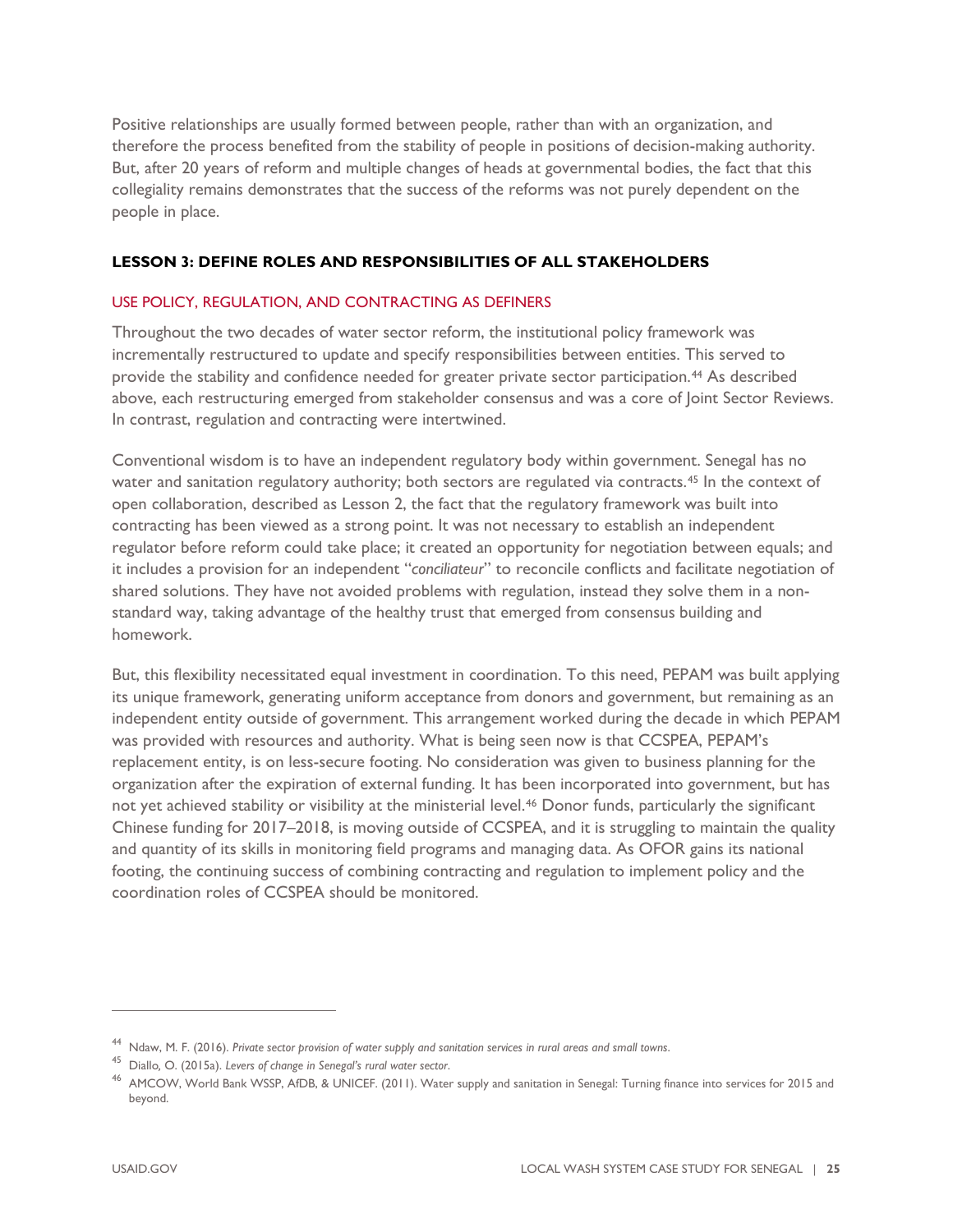Positive relationships are usually formed between people, rather than with an organization, and therefore the process benefited from the stability of people in positions of decision-making authority. But, after 20 years of reform and multiple changes of heads at governmental bodies, the fact that this collegiality remains demonstrates that the success of the reforms was not purely dependent on the people in place.

### LESSON 3: DEFINE ROLES AND RESPONSIBILITIES OF ALL STAKEHOLDERS

#### USE POLICY, REGULATION, AND CONTRACTING AS DEFINERS

Throughout the two decades of water sector reform, the institutional policy framework was incrementally restructured to update and specify responsibilities between entities. This served to provide the stability and confidence needed for greater private sector participation.[44] As described above, each restructuring emerged from stakeholder consensus and was a core of Joint Sector Reviews. In contrast, regulation and contracting were intertwined.

Conventional wisdom is to have an independent regulatory body within government. Senegal has no water and sanitation regulatory authority; both sectors are regulated via contracts.[45] In the context of open collaboration, described as Lesson 2, the fact that the regulatory framework was built into contracting has been viewed as a strong point. It was not necessary to establish an independent regulator before reform could take place; it created an opportunity for negotiation between equals; and it includes a provision for an independent "*conciliateur*" to reconcile conflicts and facilitate negotiation of shared solutions. They have not avoided problems with regulation, instead they solve them in a non-standard way, taking advantage of the healthy trust that emerged from consensus building and homework.

But, this flexibility necessitated equal investment in coordination. To this need, PEPAM was built applying its unique framework, generating uniform acceptance from donors and government, but remaining as an independent entity outside of government. This arrangement worked during the decade in which PEPAM was provided with resources and authority. What is being seen now is that CCSPEA, PEPAM's replacement entity, is on less-secure footing. No consideration was given to business planning for the organization after the expiration of external funding. It has been incorporated into government, but has not yet achieved stability or visibility at the ministerial level.[46] Donor funds, particularly the significant Chinese funding for 2017–2018, is moving outside of CCSPEA, and it is struggling to maintain the quality and quantity of its skills in monitoring field programs and managing data. As OFOR gains its national footing, the continuing success of combining contracting and regulation to implement policy and the coordination roles of CCSPEA should be monitored.

---

[44] Ndaw, M. F. (2016). *Private sector provision of water supply and sanitation services in rural areas and small towns*.

[45] Diallo, O. (2015a). *Levers of change in Senegal's rural water sector*.

[46] AMCOW, World Bank WSSP, AfDB, & UNICEF. (2011). Water supply and sanitation in Senegal: Turning finance into services for 2015 and beyond.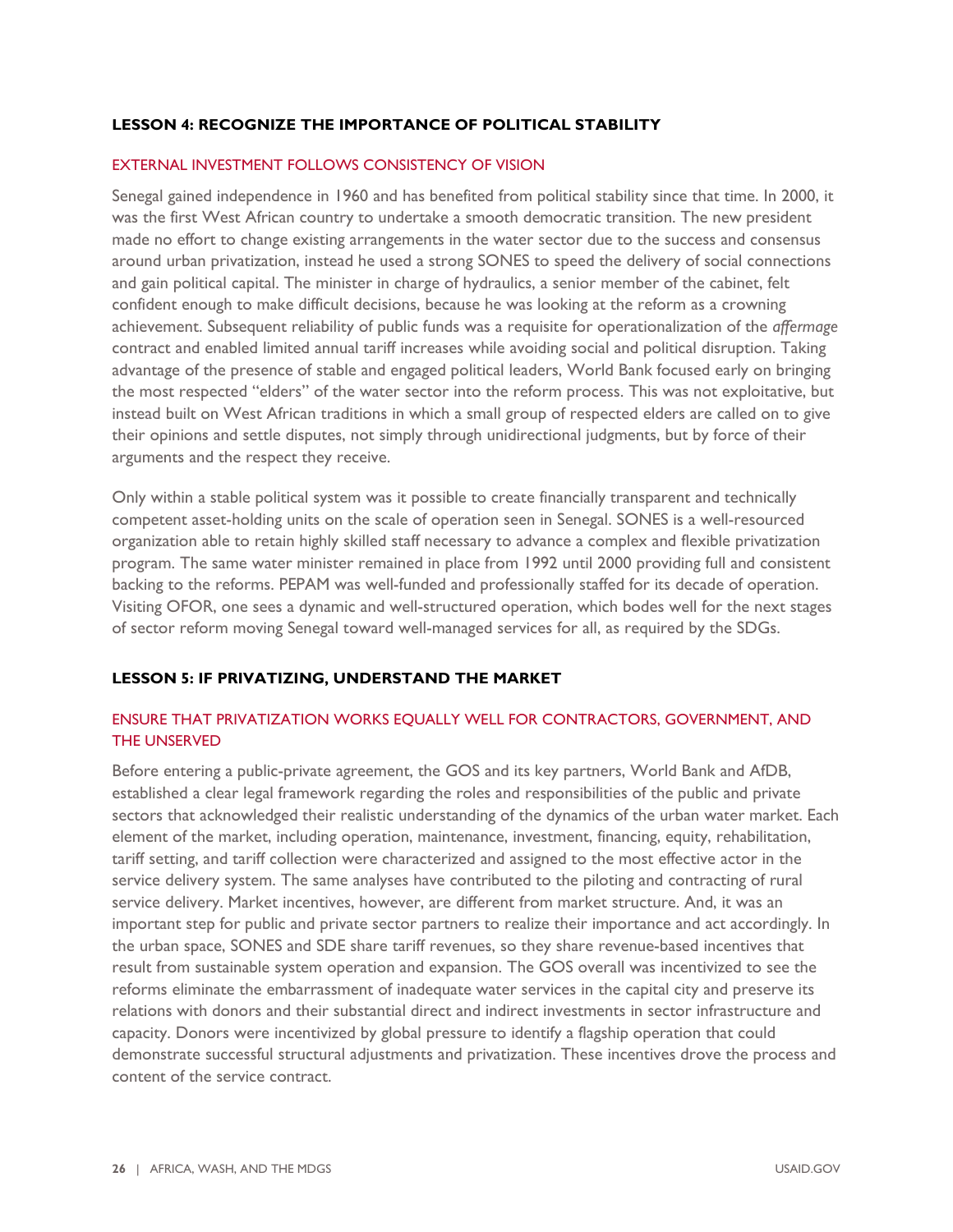## LESSON 4: RECOGNIZE THE IMPORTANCE OF POLITICAL STABILITY

### EXTERNAL INVESTMENT FOLLOWS CONSISTENCY OF VISION

Senegal gained independence in 1960 and has benefited from political stability since that time. In 2000, it was the first West African country to undertake a smooth democratic transition. The new president made no effort to change existing arrangements in the water sector due to the success and consensus around urban privatization, instead he used a strong SONES to speed the delivery of social connections and gain political capital. The minister in charge of hydraulics, a senior member of the cabinet, felt confident enough to make difficult decisions, because he was looking at the reform as a crowning achievement. Subsequent reliability of public funds was a requisite for operationalization of the *affermage* contract and enabled limited annual tariff increases while avoiding social and political disruption. Taking advantage of the presence of stable and engaged political leaders, World Bank focused early on bringing the most respected "elders" of the water sector into the reform process. This was not exploitative, but instead built on West African traditions in which a small group of respected elders are called on to give their opinions and settle disputes, not simply through unidirectional judgments, but by force of their arguments and the respect they receive.

Only within a stable political system was it possible to create financially transparent and technically competent asset-holding units on the scale of operation seen in Senegal. SONES is a well-resourced organization able to retain highly skilled staff necessary to advance a complex and flexible privatization program. The same water minister remained in place from 1992 until 2000 providing full and consistent backing to the reforms. PEPAM was well-funded and professionally staffed for its decade of operation. Visiting OFOR, one sees a dynamic and well-structured operation, which bodes well for the next stages of sector reform moving Senegal toward well-managed services for all, as required by the SDGs.

## LESSON 5: IF PRIVATIZING, UNDERSTAND THE MARKET

### ENSURE THAT PRIVATIZATION WORKS EQUALLY WELL FOR CONTRACTORS, GOVERNMENT, AND THE UNSERVED

Before entering a public-private agreement, the GOS and its key partners, World Bank and AfDB, established a clear legal framework regarding the roles and responsibilities of the public and private sectors that acknowledged their realistic understanding of the dynamics of the urban water market. Each element of the market, including operation, maintenance, investment, financing, equity, rehabilitation, tariff setting, and tariff collection were characterized and assigned to the most effective actor in the service delivery system. The same analyses have contributed to the piloting and contracting of rural service delivery. Market incentives, however, are different from market structure. And, it was an important step for public and private sector partners to realize their importance and act accordingly. In the urban space, SONES and SDE share tariff revenues, so they share revenue-based incentives that result from sustainable system operation and expansion. The GOS overall was incentivized to see the reforms eliminate the embarrassment of inadequate water services in the capital city and preserve its relations with donors and their substantial direct and indirect investments in sector infrastructure and capacity. Donors were incentivized by global pressure to identify a flagship operation that could demonstrate successful structural adjustments and privatization. These incentives drove the process and content of the service contract.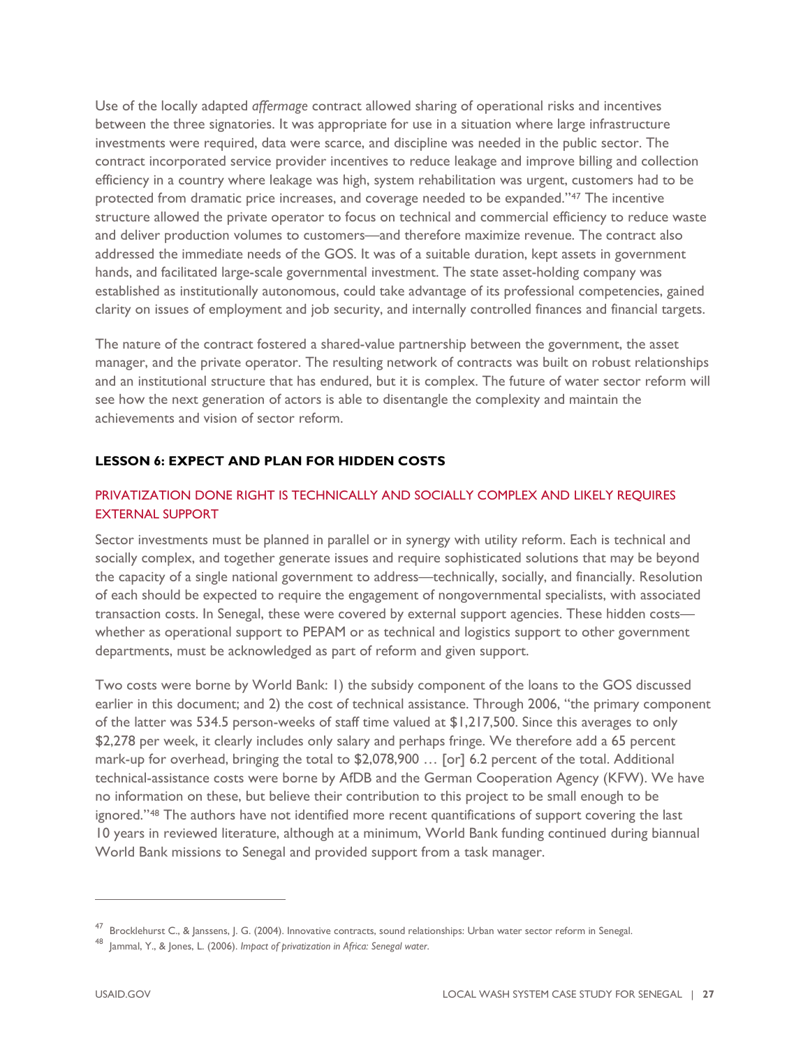Use of the locally adapted *affermage* contract allowed sharing of operational risks and incentives between the three signatories. It was appropriate for use in a situation where large infrastructure investments were required, data were scarce, and discipline was needed in the public sector. The contract incorporated service provider incentives to reduce leakage and improve billing and collection efficiency in a country where leakage was high, system rehabilitation was urgent, customers had to be protected from dramatic price increases, and coverage needed to be expanded."[47] The incentive structure allowed the private operator to focus on technical and commercial efficiency to reduce waste and deliver production volumes to customers—and therefore maximize revenue. The contract also addressed the immediate needs of the GOS. It was of a suitable duration, kept assets in government hands, and facilitated large-scale governmental investment. The state asset-holding company was established as institutionally autonomous, could take advantage of its professional competencies, gained clarity on issues of employment and job security, and internally controlled finances and financial targets.

The nature of the contract fostered a shared-value partnership between the government, the asset manager, and the private operator. The resulting network of contracts was built on robust relationships and an institutional structure that has endured, but it is complex. The future of water sector reform will see how the next generation of actors is able to disentangle the complexity and maintain the achievements and vision of sector reform.

### LESSON 6: EXPECT AND PLAN FOR HIDDEN COSTS

#### PRIVATIZATION DONE RIGHT IS TECHNICALLY AND SOCIALLY COMPLEX AND LIKELY REQUIRES EXTERNAL SUPPORT

Sector investments must be planned in parallel or in synergy with utility reform. Each is technical and socially complex, and together generate issues and require sophisticated solutions that may be beyond the capacity of a single national government to address—technically, socially, and financially. Resolution of each should be expected to require the engagement of nongovernmental specialists, with associated transaction costs. In Senegal, these were covered by external support agencies. These hidden costs—whether as operational support to PEPAM or as technical and logistics support to other government departments, must be acknowledged as part of reform and given support.

Two costs were borne by World Bank: 1) the subsidy component of the loans to the GOS discussed earlier in this document; and 2) the cost of technical assistance. Through 2006, "the primary component of the latter was 534.5 person-weeks of staff time valued at $1,217,500. Since this averages to only $2,278 per week, it clearly includes only salary and perhaps fringe. We therefore add a 65 percent mark-up for overhead, bringing the total to $2,078,900 … [or] 6.2 percent of the total. Additional technical-assistance costs were borne by AfDB and the German Cooperation Agency (KFW). We have no information on these, but believe their contribution to this project to be small enough to be ignored."[48] The authors have not identified more recent quantifications of support covering the last 10 years in reviewed literature, although at a minimum, World Bank funding continued during biannual World Bank missions to Senegal and provided support from a task manager.

---

[47] Brocklehurst C., & Janssens, J. G. (2004). Innovative contracts, sound relationships: Urban water sector reform in Senegal.

[48] Jammal, Y., & Jones, L. (2006). *Impact of privatization in Africa: Senegal water*.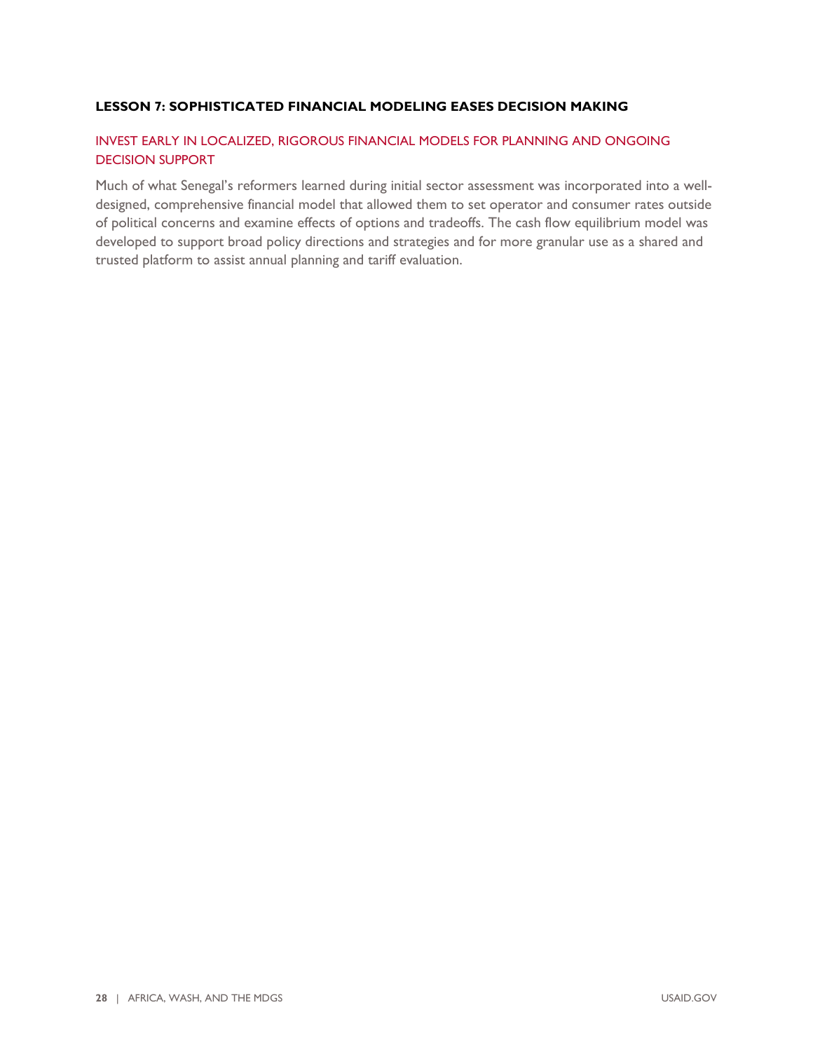### LESSON 7: SOPHISTICATED FINANCIAL MODELING EASES DECISION MAKING

#### INVEST EARLY IN LOCALIZED, RIGOROUS FINANCIAL MODELS FOR PLANNING AND ONGOING DECISION SUPPORT

Much of what Senegal's reformers learned during initial sector assessment was incorporated into a well-designed, comprehensive financial model that allowed them to set operator and consumer rates outside of political concerns and examine effects of options and tradeoffs. The cash flow equilibrium model was developed to support broad policy directions and strategies and for more granular use as a shared and trusted platform to assist annual planning and tariff evaluation.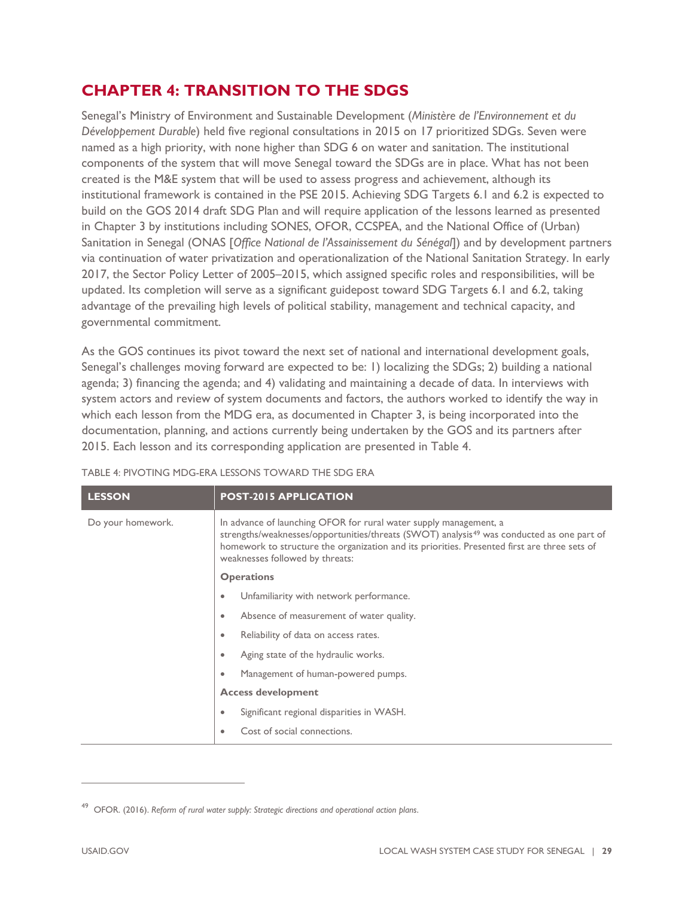# CHAPTER 4: TRANSITION TO THE SDGS

Senegal's Ministry of Environment and Sustainable Development (*Ministère de l'Environnement et du Développement Durable*) held five regional consultations in 2015 on 17 prioritized SDGs. Seven were named as a high priority, with none higher than SDG 6 on water and sanitation. The institutional components of the system that will move Senegal toward the SDGs are in place. What has not been created is the M&E system that will be used to assess progress and achievement, although its institutional framework is contained in the PSE 2015. Achieving SDG Targets 6.1 and 6.2 is expected to build on the GOS 2014 draft SDG Plan and will require application of the lessons learned as presented in Chapter 3 by institutions including SONES, OFOR, CCSPEA, and the National Office of (Urban) Sanitation in Senegal (ONAS [*Office National de l'Assainissement du Sénégal*]) and by development partners via continuation of water privatization and operationalization of the National Sanitation Strategy. In early 2017, the Sector Policy Letter of 2005–2015, which assigned specific roles and responsibilities, will be updated. Its completion will serve as a significant guidepost toward SDG Targets 6.1 and 6.2, taking advantage of the prevailing high levels of political stability, management and technical capacity, and governmental commitment.

As the GOS continues its pivot toward the next set of national and international development goals, Senegal's challenges moving forward are expected to be: 1) localizing the SDGs; 2) building a national agenda; 3) financing the agenda; and 4) validating and maintaining a decade of data. In interviews with system actors and review of system documents and factors, the authors worked to identify the way in which each lesson from the MDG era, as documented in Chapter 3, is being incorporated into the documentation, planning, and actions currently being undertaken by the GOS and its partners after 2015. Each lesson and its corresponding application are presented in Table 4.

TABLE 4: PIVOTING MDG-ERA LESSONS TOWARD THE SDG ERA

| LESSON | POST-2015 APPLICATION |
|---|---|
| Do your homework. | In advance of launching OFOR for rural water supply management, a strengths/weaknesses/opportunities/threats (SWOT) analysis[49] was conducted as one part of homework to structure the organization and its priorities. Presented first are three sets of weaknesses followed by threats: |
| | **Operations** |
| | • Unfamiliarity with network performance. |
| | • Absence of measurement of water quality. |
| | • Reliability of data on access rates. |
| | • Aging state of the hydraulic works. |
| | • Management of human-powered pumps. |
| | **Access development** |
| | • Significant regional disparities in WASH. |
| | • Cost of social connections. |

[49] OFOR. (2016). *Reform of rural water supply: Strategic directions and operational action plans*.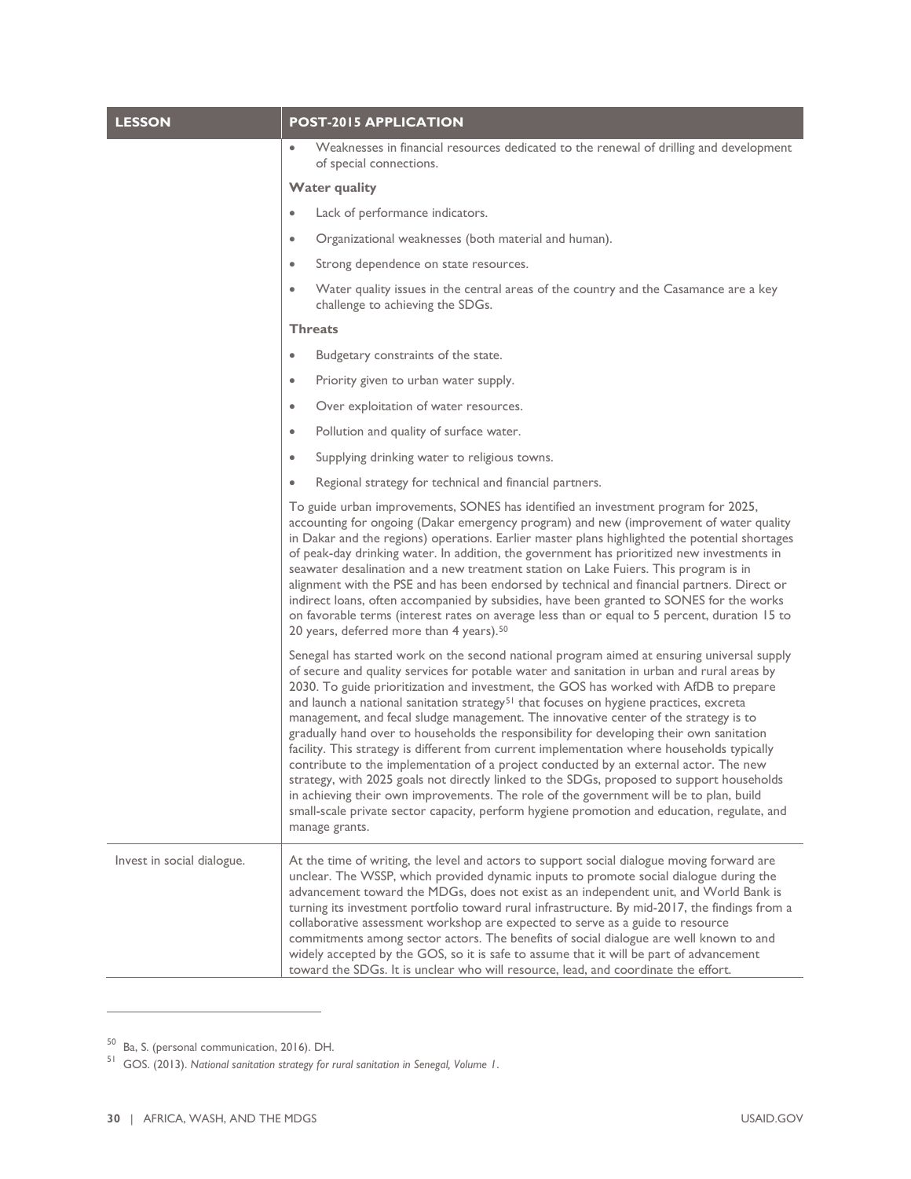| LESSON | POST-2015 APPLICATION |
| --- | --- |
| | • Weaknesses in financial resources dedicated to the renewal of drilling and development of special connections.<br><br>**Water quality**<br><br>• Lack of performance indicators.<br>• Organizational weaknesses (both material and human).<br>• Strong dependence on state resources.<br>• Water quality issues in the central areas of the country and the Casamance are a key challenge to achieving the SDGs.<br><br>**Threats**<br><br>• Budgetary constraints of the state.<br>• Priority given to urban water supply.<br>• Over exploitation of water resources.<br>• Pollution and quality of surface water.<br>• Supplying drinking water to religious towns.<br>• Regional strategy for technical and financial partners.<br><br>To guide urban improvements, SONES has identified an investment program for 2025, accounting for ongoing (Dakar emergency program) and new (improvement of water quality in Dakar and the regions) operations. Earlier master plans highlighted the potential shortages of peak-day drinking water. In addition, the government has prioritized new investments in seawater desalination and a new treatment station on Lake Fuiers. This program is in alignment with the PSE and has been endorsed by technical and financial partners. Direct or indirect loans, often accompanied by subsidies, have been granted to SONES for the works on favorable terms (interest rates on average less than or equal to 5 percent, duration 15 to 20 years, deferred more than 4 years).[50]<br><br>Senegal has started work on the second national program aimed at ensuring universal supply of secure and quality services for potable water and sanitation in urban and rural areas by 2030. To guide prioritization and investment, the GOS has worked with AfDB to prepare and launch a national sanitation strategy[51] that focuses on hygiene practices, excreta management, and fecal sludge management. The innovative center of the strategy is to gradually hand over to households the responsibility for developing their own sanitation facility. This strategy is different from current implementation where households typically contribute to the implementation of a project conducted by an external actor. The new strategy, with 2025 goals not directly linked to the SDGs, proposed to support households in achieving their own improvements. The role of the government will be to plan, build small-scale private sector capacity, perform hygiene promotion and education, regulate, and manage grants. |
| Invest in social dialogue. | At the time of writing, the level and actors to support social dialogue moving forward are unclear. The WSSP, which provided dynamic inputs to promote social dialogue during the advancement toward the MDGs, does not exist as an independent unit, and World Bank is turning its investment portfolio toward rural infrastructure. By mid-2017, the findings from a collaborative assessment workshop are expected to serve as a guide to resource commitments among sector actors. The benefits of social dialogue are well known to and widely accepted by the GOS, so it is safe to assume that it will be part of advancement toward the SDGs. It is unclear who will resource, lead, and coordinate the effort. |

[50] Ba, S. (personal communication, 2016). DH.

[51] GOS. (2013). *National sanitation strategy for rural sanitation in Senegal, Volume 1*.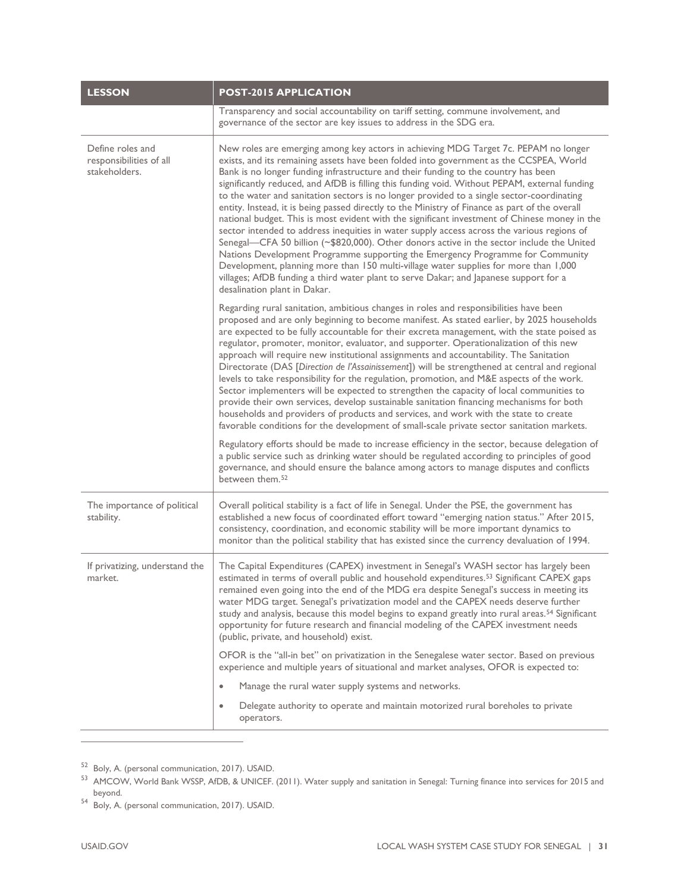| LESSON | POST-2015 APPLICATION |
|---|---|
| | Transparency and social accountability on tariff setting, commune involvement, and governance of the sector are key issues to address in the SDG era. |
| Define roles and responsibilities of all stakeholders. | New roles are emerging among key actors in achieving MDG Target 7c. PEPAM no longer exists, and its remaining assets have been folded into government as the CCSPEA, World Bank is no longer funding infrastructure and their funding to the country has been significantly reduced, and AfDB is filling this funding void. Without PEPAM, external funding to the water and sanitation sectors is no longer provided to a single sector-coordinating entity. Instead, it is being passed directly to the Ministry of Finance as part of the overall national budget. This is most evident with the significant investment of Chinese money in the sector intended to address inequities in water supply access across the various regions of Senegal—CFA 50 billion (~$820,000). Other donors active in the sector include the United Nations Development Programme supporting the Emergency Programme for Community Development, planning more than 150 multi-village water supplies for more than 1,000 villages; AfDB funding a third water plant to serve Dakar; and Japanese support for a desalination plant in Dakar.<br><br>Regarding rural sanitation, ambitious changes in roles and responsibilities have been proposed and are only beginning to become manifest. As stated earlier, by 2025 households are expected to be fully accountable for their excreta management, with the state poised as regulator, promoter, monitor, evaluator, and supporter. Operationalization of this new approach will require new institutional assignments and accountability. The Sanitation Directorate (DAS [*Direction de l'Assainissement*]) will be strengthened at central and regional levels to take responsibility for the regulation, promotion, and M&E aspects of the work. Sector implementers will be expected to strengthen the capacity of local communities to provide their own services, develop sustainable sanitation financing mechanisms for both households and providers of products and services, and work with the state to create favorable conditions for the development of small-scale private sector sanitation markets.<br><br>Regulatory efforts should be made to increase efficiency in the sector, because delegation of a public service such as drinking water should be regulated according to principles of good governance, and should ensure the balance among actors to manage disputes and conflicts between them.[52] |
| The importance of political stability. | Overall political stability is a fact of life in Senegal. Under the PSE, the government has established a new focus of coordinated effort toward "emerging nation status." After 2015, consistency, coordination, and economic stability will be more important dynamics to monitor than the political stability that has existed since the currency devaluation of 1994. |
| If privatizing, understand the market. | The Capital Expenditures (CAPEX) investment in Senegal's WASH sector has largely been estimated in terms of overall public and household expenditures.[53] Significant CAPEX gaps remained even going into the end of the MDG era despite Senegal's success in meeting its water MDG target. Senegal's privatization model and the CAPEX needs deserve further study and analysis, because this model begins to expand greatly into rural areas.[54] Significant opportunity for future research and financial modeling of the CAPEX investment needs (public, private, and household) exist.<br><br>OFOR is the "all-in bet" on privatization in the Senegalese water sector. Based on previous experience and multiple years of situational and market analyses, OFOR is expected to:<br><br>• Manage the rural water supply systems and networks.<br><br>• Delegate authority to operate and maintain motorized rural boreholes to private operators. |

---

[52] Boly, A. (personal communication, 2017). USAID.

[53] AMCOW, World Bank WSSP, AfDB, & UNICEF. (2011). Water supply and sanitation in Senegal: Turning finance into services for 2015 and beyond.

[54] Boly, A. (personal communication, 2017). USAID.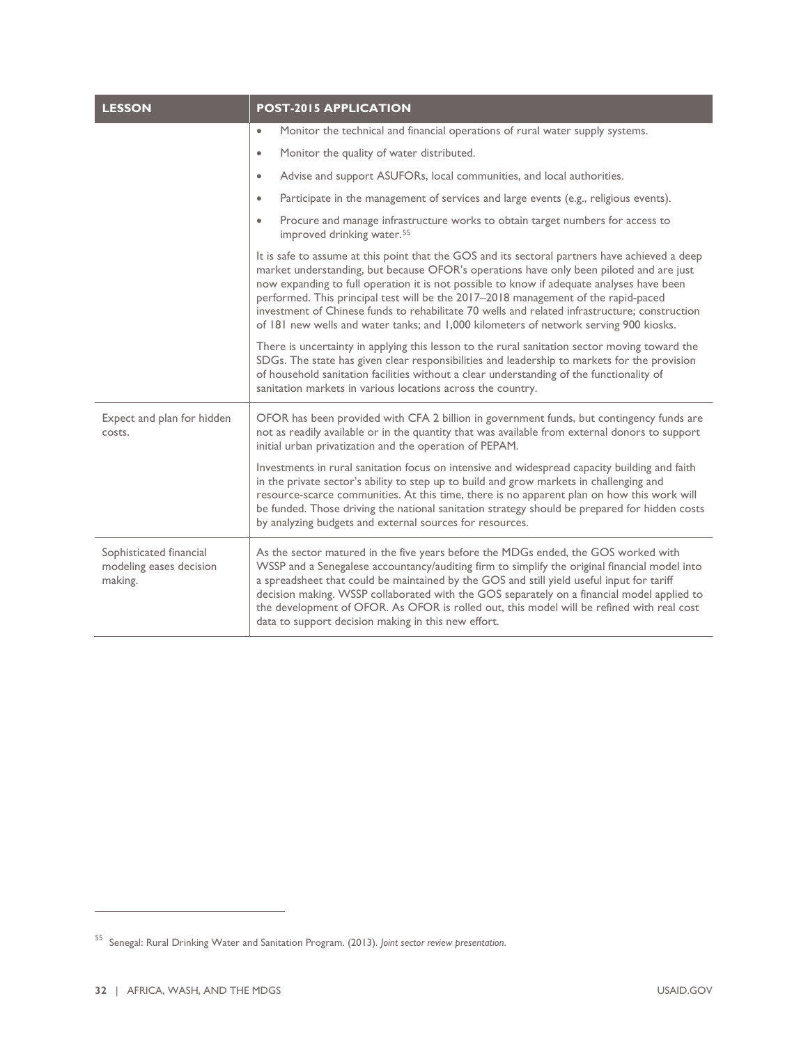| LESSON | POST-2015 APPLICATION |
|---|---|
| | • Monitor the technical and financial operations of rural water supply systems.<br>• Monitor the quality of water distributed.<br>• Advise and support ASUFORs, local communities, and local authorities.<br>• Participate in the management of services and large events (e.g., religious events).<br>• Procure and manage infrastructure works to obtain target numbers for access to improved drinking water.[55]<br><br>It is safe to assume at this point that the GOS and its sectoral partners have achieved a deep market understanding, but because OFOR's operations have only been piloted and are just now expanding to full operation it is not possible to know if adequate analyses have been performed. This principal test will be the 2017–2018 management of the rapid-paced investment of Chinese funds to rehabilitate 70 wells and related infrastructure; construction of 181 new wells and water tanks; and 1,000 kilometers of network serving 900 kiosks.<br><br>There is uncertainty in applying this lesson to the rural sanitation sector moving toward the SDGs. The state has given clear responsibilities and leadership to markets for the provision of household sanitation facilities without a clear understanding of the functionality of sanitation markets in various locations across the country. |
| Expect and plan for hidden costs. | OFOR has been provided with CFA 2 billion in government funds, but contingency funds are not as readily available or in the quantity that was available from external donors to support initial urban privatization and the operation of PEPAM.<br><br>Investments in rural sanitation focus on intensive and widespread capacity building and faith in the private sector's ability to step up to build and grow markets in challenging and resource-scarce communities. At this time, there is no apparent plan on how this work will be funded. Those driving the national sanitation strategy should be prepared for hidden costs by analyzing budgets and external sources for resources. |
| Sophisticated financial modeling eases decision making. | As the sector matured in the five years before the MDGs ended, the GOS worked with WSSP and a Senegalese accountancy/auditing firm to simplify the original financial model into a spreadsheet that could be maintained by the GOS and still yield useful input for tariff decision making. WSSP collaborated with the GOS separately on a financial model applied to the development of OFOR. As OFOR is rolled out, this model will be refined with real cost data to support decision making in this new effort. |

[55] Senegal: Rural Drinking Water and Sanitation Program. (2013). *Joint sector review presentation.*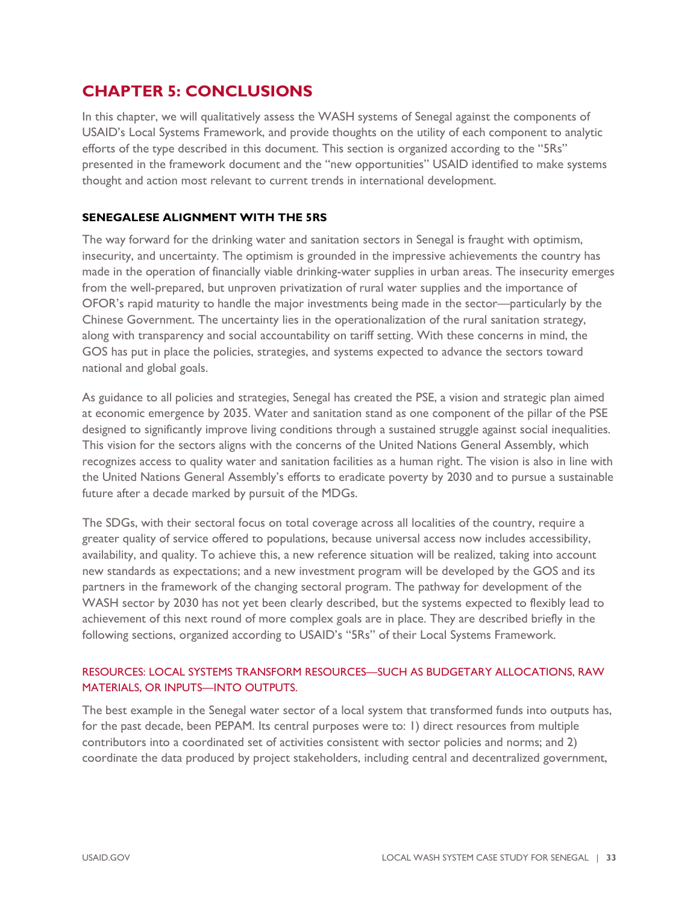# CHAPTER 5: CONCLUSIONS

In this chapter, we will qualitatively assess the WASH systems of Senegal against the components of USAID's Local Systems Framework, and provide thoughts on the utility of each component to analytic efforts of the type described in this document. This section is organized according to the "5Rs" presented in the framework document and the "new opportunities" USAID identified to make systems thought and action most relevant to current trends in international development.

## SENEGALESE ALIGNMENT WITH THE 5RS

The way forward for the drinking water and sanitation sectors in Senegal is fraught with optimism, insecurity, and uncertainty. The optimism is grounded in the impressive achievements the country has made in the operation of financially viable drinking-water supplies in urban areas. The insecurity emerges from the well-prepared, but unproven privatization of rural water supplies and the importance of OFOR's rapid maturity to handle the major investments being made in the sector—particularly by the Chinese Government. The uncertainty lies in the operationalization of the rural sanitation strategy, along with transparency and social accountability on tariff setting. With these concerns in mind, the GOS has put in place the policies, strategies, and systems expected to advance the sectors toward national and global goals.

As guidance to all policies and strategies, Senegal has created the PSE, a vision and strategic plan aimed at economic emergence by 2035. Water and sanitation stand as one component of the pillar of the PSE designed to significantly improve living conditions through a sustained struggle against social inequalities. This vision for the sectors aligns with the concerns of the United Nations General Assembly, which recognizes access to quality water and sanitation facilities as a human right. The vision is also in line with the United Nations General Assembly's efforts to eradicate poverty by 2030 and to pursue a sustainable future after a decade marked by pursuit of the MDGs.

The SDGs, with their sectoral focus on total coverage across all localities of the country, require a greater quality of service offered to populations, because universal access now includes accessibility, availability, and quality. To achieve this, a new reference situation will be realized, taking into account new standards as expectations; and a new investment program will be developed by the GOS and its partners in the framework of the changing sectoral program. The pathway for development of the WASH sector by 2030 has not yet been clearly described, but the systems expected to flexibly lead to achievement of this next round of more complex goals are in place. They are described briefly in the following sections, organized according to USAID's "5Rs" of their Local Systems Framework.

### RESOURCES: LOCAL SYSTEMS TRANSFORM RESOURCES—SUCH AS BUDGETARY ALLOCATIONS, RAW MATERIALS, OR INPUTS—INTO OUTPUTS.

The best example in the Senegal water sector of a local system that transformed funds into outputs has, for the past decade, been PEPAM. Its central purposes were to: 1) direct resources from multiple contributors into a coordinated set of activities consistent with sector policies and norms; and 2) coordinate the data produced by project stakeholders, including central and decentralized government,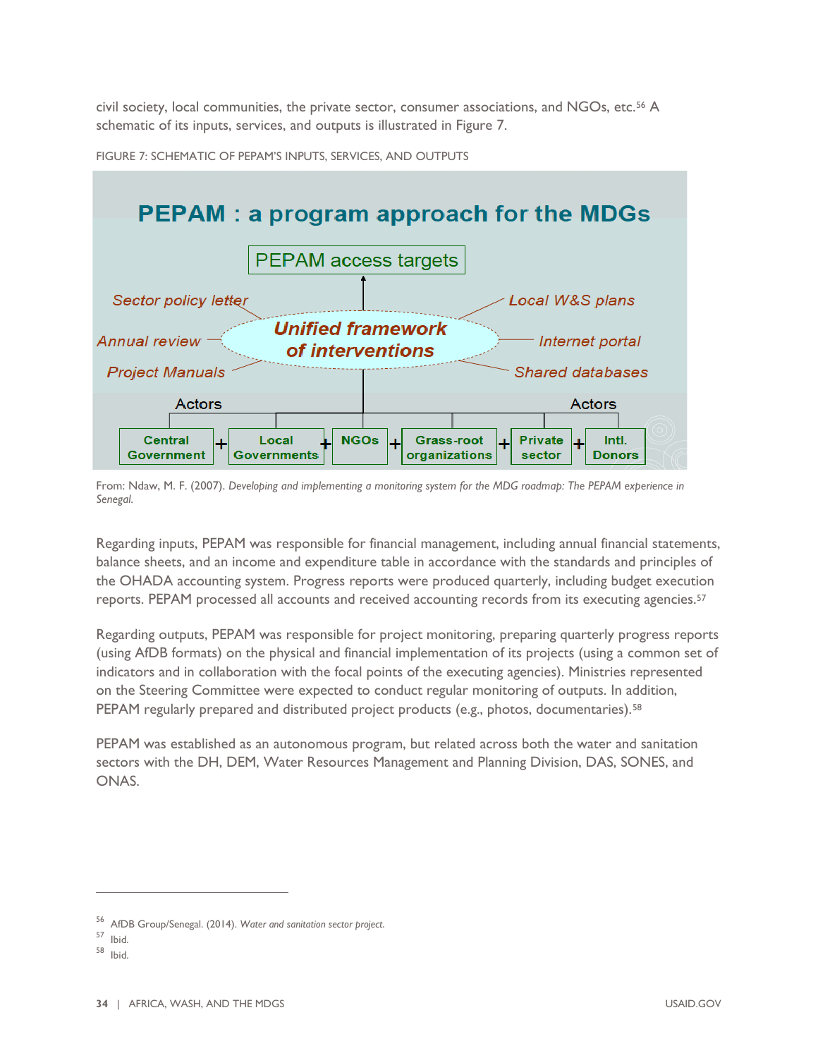civil society, local communities, the private sector, consumer associations, and NGOs, etc.[56] A schematic of its inputs, services, and outputs is illustrated in Figure 7.

FIGURE 7: SCHEMATIC OF PEPAM'S INPUTS, SERVICES, AND OUTPUTS

PEPAM : a program approach for the MDGs

PEPAM access targets

Sector policy letter

Annual review

Project Manuals

Unified framework of interventions

Local W&S plans

Internet portal

Shared databases

Actors

Actors

Central Government + Local Governments + NGOs + Grass-root organizations + Private sector + Intl. Donors

From: Ndaw, M. F. (2007). *Developing and implementing a monitoring system for the MDG roadmap: The PEPAM experience in Senegal.*

Regarding inputs, PEPAM was responsible for financial management, including annual financial statements, balance sheets, and an income and expenditure table in accordance with the standards and principles of the OHADA accounting system. Progress reports were produced quarterly, including budget execution reports. PEPAM processed all accounts and received accounting records from its executing agencies.[57]

Regarding outputs, PEPAM was responsible for project monitoring, preparing quarterly progress reports (using AfDB formats) on the physical and financial implementation of its projects (using a common set of indicators and in collaboration with the focal points of the executing agencies). Ministries represented on the Steering Committee were expected to conduct regular monitoring of outputs. In addition, PEPAM regularly prepared and distributed project products (e.g., photos, documentaries).[58]

PEPAM was established as an autonomous program, but related across both the water and sanitation sectors with the DH, DEM, Water Resources Management and Planning Division, DAS, SONES, and ONAS.

---

[56] AfDB Group/Senegal. (2014). *Water and sanitation sector project.*

[57] Ibid.

[58] Ibid.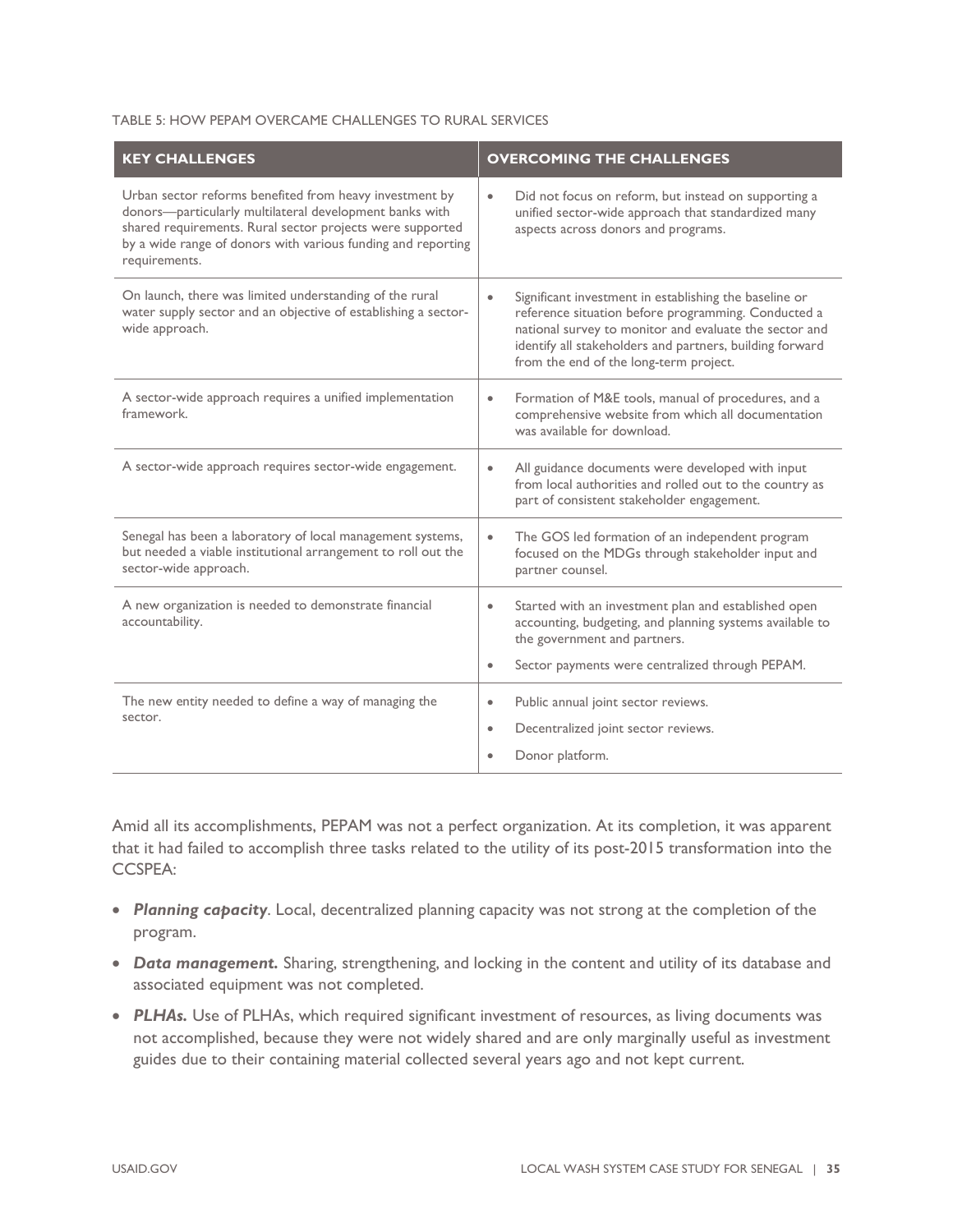TABLE 5: HOW PEPAM OVERCAME CHALLENGES TO RURAL SERVICES

| KEY CHALLENGES | OVERCOMING THE CHALLENGES |
|---|---|
| Urban sector reforms benefited from heavy investment by donors—particularly multilateral development banks with shared requirements. Rural sector projects were supported by a wide range of donors with various funding and reporting requirements. | • Did not focus on reform, but instead on supporting a unified sector-wide approach that standardized many aspects across donors and programs. |
| On launch, there was limited understanding of the rural water supply sector and an objective of establishing a sector-wide approach. | • Significant investment in establishing the baseline or reference situation before programming. Conducted a national survey to monitor and evaluate the sector and identify all stakeholders and partners, building forward from the end of the long-term project. |
| A sector-wide approach requires a unified implementation framework. | • Formation of M&E tools, manual of procedures, and a comprehensive website from which all documentation was available for download. |
| A sector-wide approach requires sector-wide engagement. | • All guidance documents were developed with input from local authorities and rolled out to the country as part of consistent stakeholder engagement. |
| Senegal has been a laboratory of local management systems, but needed a viable institutional arrangement to roll out the sector-wide approach. | • The GOS led formation of an independent program focused on the MDGs through stakeholder input and partner counsel. |
| A new organization is needed to demonstrate financial accountability. | • Started with an investment plan and established open accounting, budgeting, and planning systems available to the government and partners.<br>• Sector payments were centralized through PEPAM. |
| The new entity needed to define a way of managing the sector. | • Public annual joint sector reviews.<br>• Decentralized joint sector reviews.<br>• Donor platform. |

Amid all its accomplishments, PEPAM was not a perfect organization. At its completion, it was apparent that it had failed to accomplish three tasks related to the utility of its post-2015 transformation into the CCSPEA:

- ***Planning capacity***. Local, decentralized planning capacity was not strong at the completion of the program.
- ***Data management.*** Sharing, strengthening, and locking in the content and utility of its database and associated equipment was not completed.
- ***PLHAs.*** Use of PLHAs, which required significant investment of resources, as living documents was not accomplished, because they were not widely shared and are only marginally useful as investment guides due to their containing material collected several years ago and not kept current.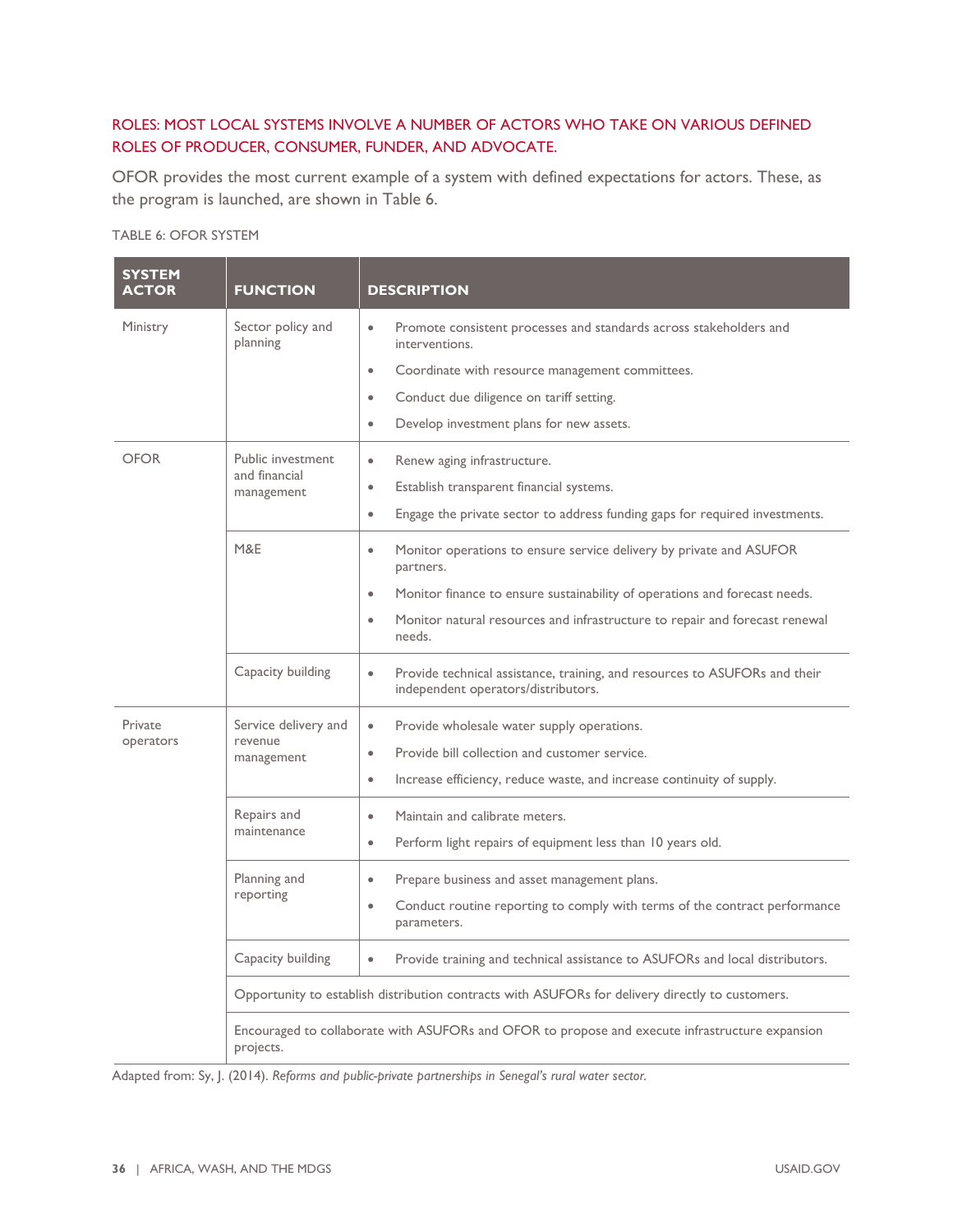ROLES: MOST LOCAL SYSTEMS INVOLVE A NUMBER OF ACTORS WHO TAKE ON VARIOUS DEFINED ROLES OF PRODUCER, CONSUMER, FUNDER, AND ADVOCATE.

OFOR provides the most current example of a system with defined expectations for actors. These, as the program is launched, are shown in Table 6.

TABLE 6: OFOR SYSTEM

| SYSTEM ACTOR | FUNCTION | DESCRIPTION |
|---|---|---|
| Ministry | Sector policy and planning | • Promote consistent processes and standards across stakeholders and interventions.<br>• Coordinate with resource management committees.<br>• Conduct due diligence on tariff setting.<br>• Develop investment plans for new assets. |
| OFOR | Public investment and financial management | • Renew aging infrastructure.<br>• Establish transparent financial systems.<br>• Engage the private sector to address funding gaps for required investments. |
| | M&E | • Monitor operations to ensure service delivery by private and ASUFOR partners.<br>• Monitor finance to ensure sustainability of operations and forecast needs.<br>• Monitor natural resources and infrastructure to repair and forecast renewal needs. |
| | Capacity building | • Provide technical assistance, training, and resources to ASUFORs and their independent operators/distributors. |
| Private operators | Service delivery and revenue management | • Provide wholesale water supply operations.<br>• Provide bill collection and customer service.<br>• Increase efficiency, reduce waste, and increase continuity of supply. |
| | Repairs and maintenance | • Maintain and calibrate meters.<br>• Perform light repairs of equipment less than 10 years old. |
| | Planning and reporting | • Prepare business and asset management plans.<br>• Conduct routine reporting to comply with terms of the contract performance parameters. |
| | Capacity building | • Provide training and technical assistance to ASUFORs and local distributors. |
| | Opportunity to establish distribution contracts with ASUFORs for delivery directly to customers. | |
| | Encouraged to collaborate with ASUFORs and OFOR to propose and execute infrastructure expansion projects. | |

Adapted from: Sy, J. (2014). *Reforms and public-private partnerships in Senegal's rural water sector.*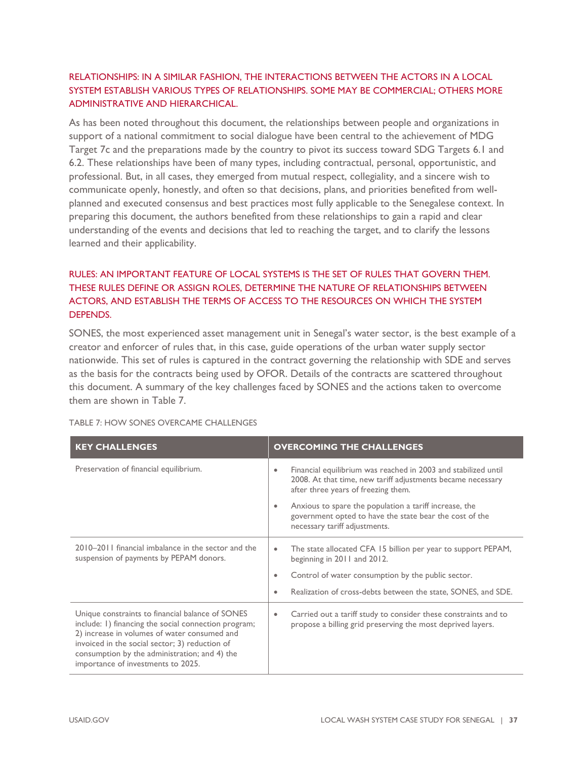### RELATIONSHIPS: IN A SIMILAR FASHION, THE INTERACTIONS BETWEEN THE ACTORS IN A LOCAL SYSTEM ESTABLISH VARIOUS TYPES OF RELATIONSHIPS. SOME MAY BE COMMERCIAL; OTHERS MORE ADMINISTRATIVE AND HIERARCHICAL.

As has been noted throughout this document, the relationships between people and organizations in support of a national commitment to social dialogue have been central to the achievement of MDG Target 7c and the preparations made by the country to pivot its success toward SDG Targets 6.1 and 6.2. These relationships have been of many types, including contractual, personal, opportunistic, and professional. But, in all cases, they emerged from mutual respect, collegiality, and a sincere wish to communicate openly, honestly, and often so that decisions, plans, and priorities benefited from well-planned and executed consensus and best practices most fully applicable to the Senegalese context. In preparing this document, the authors benefited from these relationships to gain a rapid and clear understanding of the events and decisions that led to reaching the target, and to clarify the lessons learned and their applicability.

### RULES: AN IMPORTANT FEATURE OF LOCAL SYSTEMS IS THE SET OF RULES THAT GOVERN THEM. THESE RULES DEFINE OR ASSIGN ROLES, DETERMINE THE NATURE OF RELATIONSHIPS BETWEEN ACTORS, AND ESTABLISH THE TERMS OF ACCESS TO THE RESOURCES ON WHICH THE SYSTEM DEPENDS.

SONES, the most experienced asset management unit in Senegal's water sector, is the best example of a creator and enforcer of rules that, in this case, guide operations of the urban water supply sector nationwide. This set of rules is captured in the contract governing the relationship with SDE and serves as the basis for the contracts being used by OFOR. Details of the contracts are scattered throughout this document. A summary of the key challenges faced by SONES and the actions taken to overcome them are shown in Table 7.

TABLE 7: HOW SONES OVERCAME CHALLENGES

| KEY CHALLENGES | OVERCOMING THE CHALLENGES |
|---|---|
| Preservation of financial equilibrium. | • Financial equilibrium was reached in 2003 and stabilized until 2008. At that time, new tariff adjustments became necessary after three years of freezing them.<br>• Anxious to spare the population a tariff increase, the government opted to have the state bear the cost of the necessary tariff adjustments. |
| 2010–2011 financial imbalance in the sector and the suspension of payments by PEPAM donors. | • The state allocated CFA 15 billion per year to support PEPAM, beginning in 2011 and 2012.<br>• Control of water consumption by the public sector.<br>• Realization of cross-debts between the state, SONES, and SDE. |
| Unique constraints to financial balance of SONES include: 1) financing the social connection program; 2) increase in volumes of water consumed and invoiced in the social sector; 3) reduction of consumption by the administration; and 4) the importance of investments to 2025. | • Carried out a tariff study to consider these constraints and to propose a billing grid preserving the most deprived layers. |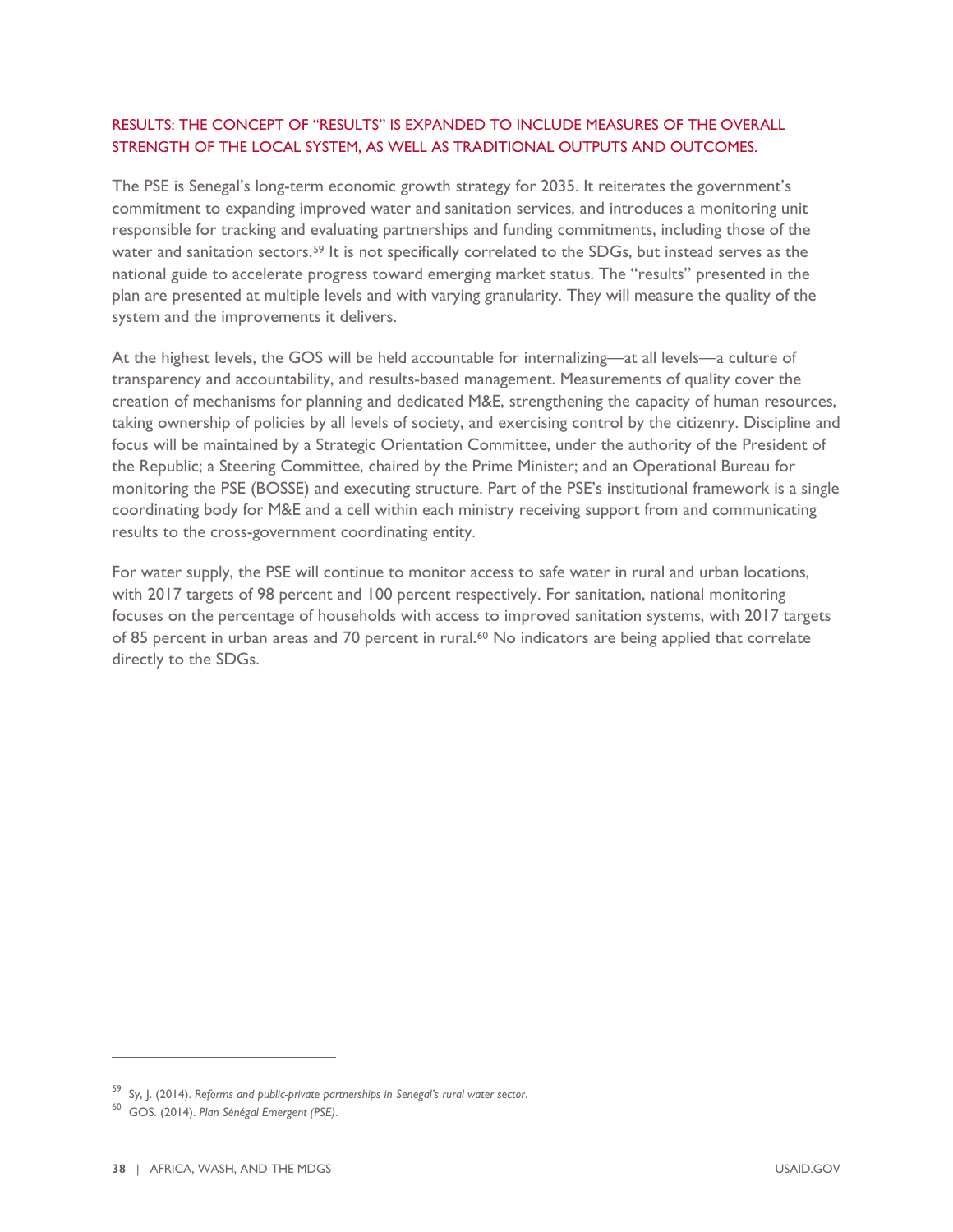### RESULTS: THE CONCEPT OF "RESULTS" IS EXPANDED TO INCLUDE MEASURES OF THE OVERALL STRENGTH OF THE LOCAL SYSTEM, AS WELL AS TRADITIONAL OUTPUTS AND OUTCOMES.

The PSE is Senegal's long-term economic growth strategy for 2035. It reiterates the government's commitment to expanding improved water and sanitation services, and introduces a monitoring unit responsible for tracking and evaluating partnerships and funding commitments, including those of the water and sanitation sectors.[59] It is not specifically correlated to the SDGs, but instead serves as the national guide to accelerate progress toward emerging market status. The "results" presented in the plan are presented at multiple levels and with varying granularity. They will measure the quality of the system and the improvements it delivers.

At the highest levels, the GOS will be held accountable for internalizing—at all levels—a culture of transparency and accountability, and results-based management. Measurements of quality cover the creation of mechanisms for planning and dedicated M&E, strengthening the capacity of human resources, taking ownership of policies by all levels of society, and exercising control by the citizenry. Discipline and focus will be maintained by a Strategic Orientation Committee, under the authority of the President of the Republic; a Steering Committee, chaired by the Prime Minister; and an Operational Bureau for monitoring the PSE (BOSSE) and executing structure. Part of the PSE's institutional framework is a single coordinating body for M&E and a cell within each ministry receiving support from and communicating results to the cross-government coordinating entity.

For water supply, the PSE will continue to monitor access to safe water in rural and urban locations, with 2017 targets of 98 percent and 100 percent respectively. For sanitation, national monitoring focuses on the percentage of households with access to improved sanitation systems, with 2017 targets of 85 percent in urban areas and 70 percent in rural.[60] No indicators are being applied that correlate directly to the SDGs.

---

[59] Sy, J. (2014). *Reforms and public-private partnerships in Senegal's rural water sector*.

[60] GOS. (2014). *Plan Sénégal Emergent (PSE)*.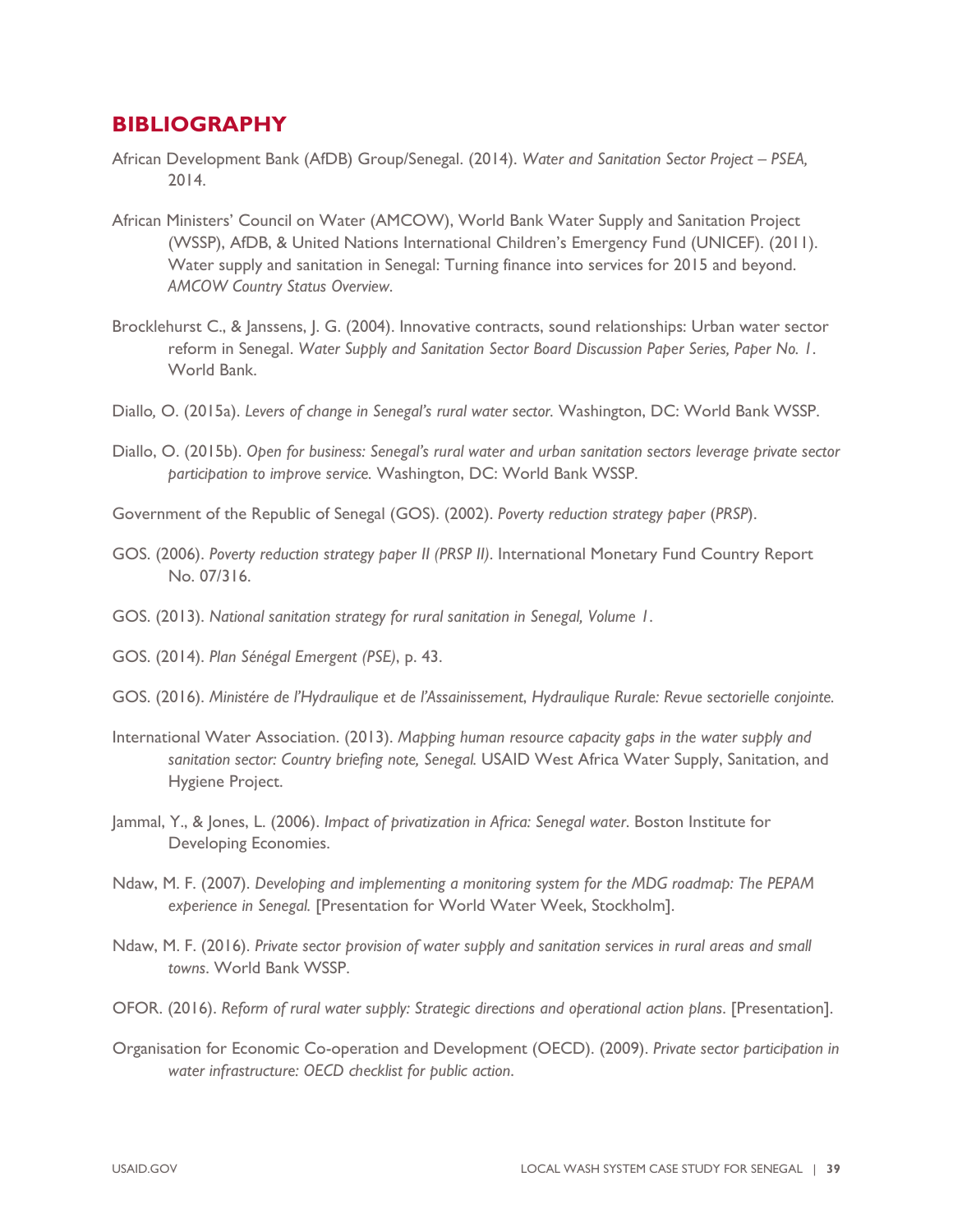## BIBLIOGRAPHY

African Development Bank (AfDB) Group/Senegal. (2014). *Water and Sanitation Sector Project – PSEA,* 2014.

African Ministers' Council on Water (AMCOW), World Bank Water Supply and Sanitation Project (WSSP), AfDB, & United Nations International Children's Emergency Fund (UNICEF). (2011). Water supply and sanitation in Senegal: Turning finance into services for 2015 and beyond. *AMCOW Country Status Overview.*

Brocklehurst C., & Janssens, J. G. (2004). Innovative contracts, sound relationships: Urban water sector reform in Senegal. *Water Supply and Sanitation Sector Board Discussion Paper Series, Paper No. 1*. World Bank.

Diallo, O. (2015a). *Levers of change in Senegal's rural water sector.* Washington, DC: World Bank WSSP.

Diallo, O. (2015b). *Open for business: Senegal's rural water and urban sanitation sectors leverage private sector participation to improve service.* Washington, DC: World Bank WSSP.

Government of the Republic of Senegal (GOS). (2002). *Poverty reduction strategy paper (PRSP).*

GOS. (2006). *Poverty reduction strategy paper II (PRSP II).* International Monetary Fund Country Report No. 07/316.

GOS. (2013). *National sanitation strategy for rural sanitation in Senegal, Volume 1*.

GOS. (2014). *Plan Sénégal Emergent (PSE)*, p. 43.

GOS. (2016). *Ministére de l'Hydraulique et de l'Assainissement, Hydraulique Rurale: Revue sectorielle conjointe.*

International Water Association. (2013). *Mapping human resource capacity gaps in the water supply and sanitation sector: Country briefing note, Senegal.* USAID West Africa Water Supply, Sanitation, and Hygiene Project.

Jammal, Y., & Jones, L. (2006). *Impact of privatization in Africa: Senegal water*. Boston Institute for Developing Economies.

Ndaw, M. F. (2007). *Developing and implementing a monitoring system for the MDG roadmap: The PEPAM experience in Senegal.* [Presentation for World Water Week, Stockholm].

Ndaw, M. F. (2016). *Private sector provision of water supply and sanitation services in rural areas and small towns*. World Bank WSSP.

OFOR. (2016). *Reform of rural water supply: Strategic directions and operational action plans*. [Presentation].

Organisation for Economic Co-operation and Development (OECD). (2009). *Private sector participation in water infrastructure: OECD checklist for public action*.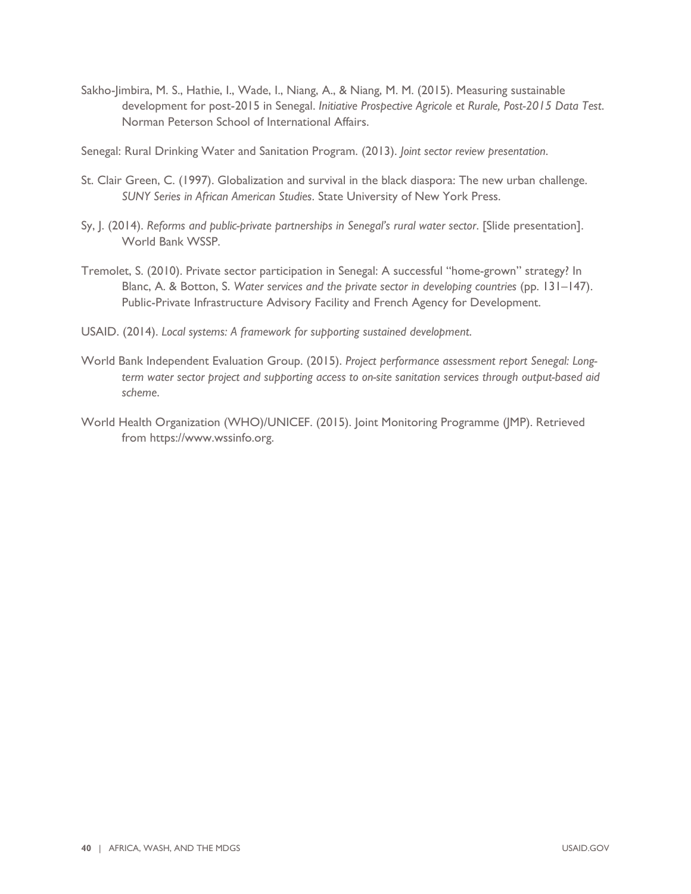Sakho-Jimbira, M. S., Hathie, I., Wade, I., Niang, A., & Niang, M. M. (2015). Measuring sustainable development for post-2015 in Senegal. *Initiative Prospective Agricole et Rurale, Post-2015 Data Test*. Norman Peterson School of International Affairs.

Senegal: Rural Drinking Water and Sanitation Program. (2013). *Joint sector review presentation*.

St. Clair Green, C. (1997). Globalization and survival in the black diaspora: The new urban challenge. *SUNY Series in African American Studies*. State University of New York Press.

Sy, J. (2014). *Reforms and public-private partnerships in Senegal's rural water sector*. [Slide presentation]. World Bank WSSP.

Tremolet, S. (2010). Private sector participation in Senegal: A successful "home-grown" strategy? In Blanc, A. & Botton, S. *Water services and the private sector in developing countries* (pp. 131–147). Public-Private Infrastructure Advisory Facility and French Agency for Development.

USAID. (2014). *Local systems: A framework for supporting sustained development*.

World Bank Independent Evaluation Group. (2015). *Project performance assessment report Senegal: Long-term water sector project and supporting access to on-site sanitation services through output-based aid scheme*.

World Health Organization (WHO)/UNICEF. (2015). Joint Monitoring Programme (JMP). Retrieved from https://www.wssinfo.org.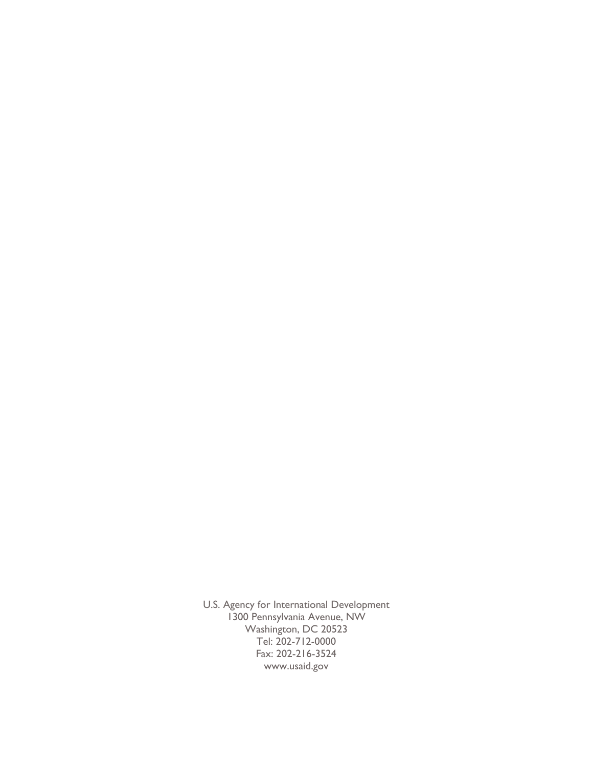U.S. Agency for International Development
1300 Pennsylvania Avenue, NW
Washington, DC 20523
Tel: 202-712-0000
Fax: 202-216-3524
www.usaid.gov